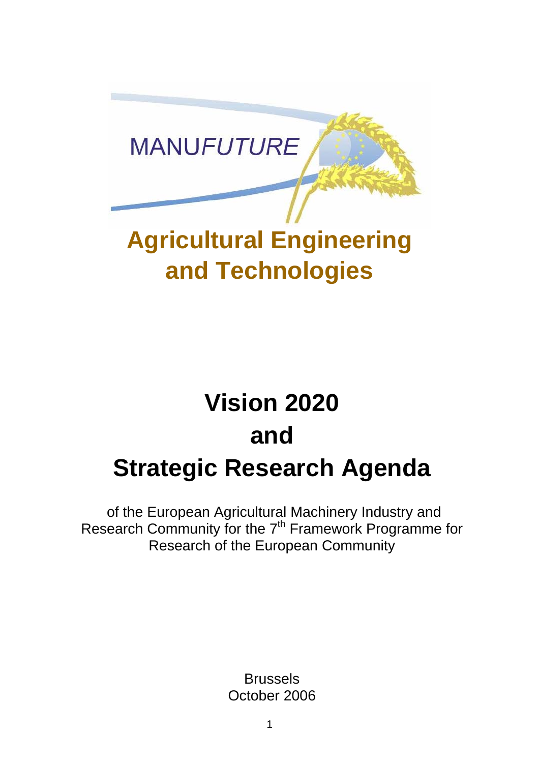MANUFUTURE

# Agricultural Engineering and Technologies

# Vision 2020 and Strategic Research Agenda

of the European Agricultural Machinery Industry and Research Community for the 7th Framework Programme for Research of the European Community

Brussels
October 2006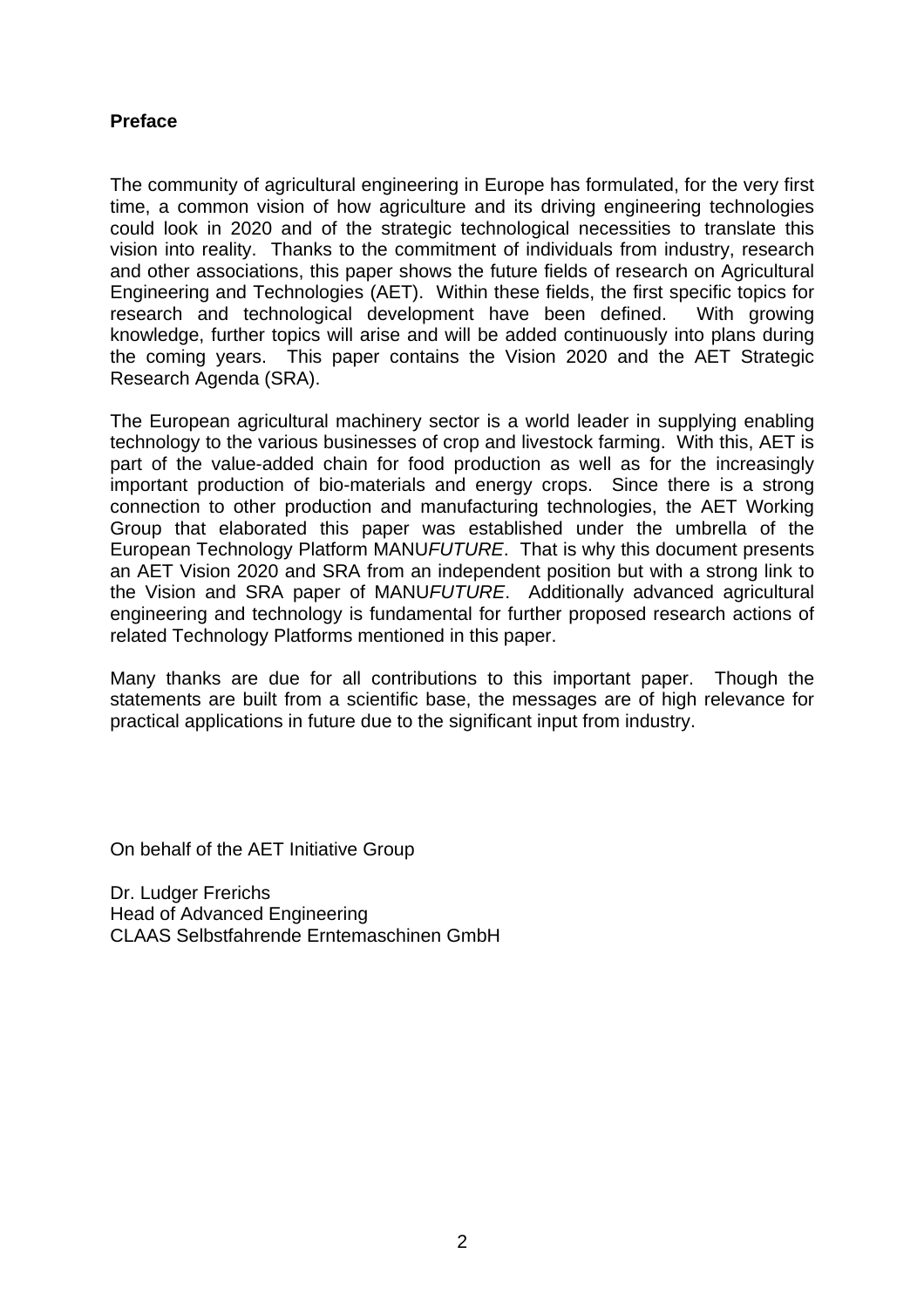## Preface

The community of agricultural engineering in Europe has formulated, for the very first time, a common vision of how agriculture and its driving engineering technologies could look in 2020 and of the strategic technological necessities to translate this vision into reality. Thanks to the commitment of individuals from industry, research and other associations, this paper shows the future fields of research on Agricultural Engineering and Technologies (AET). Within these fields, the first specific topics for research and technological development have been defined. With growing knowledge, further topics will arise and will be added continuously into plans during the coming years. This paper contains the Vision 2020 and the AET Strategic Research Agenda (SRA).

The European agricultural machinery sector is a world leader in supplying enabling technology to the various businesses of crop and livestock farming. With this, AET is part of the value-added chain for food production as well as for the increasingly important production of bio-materials and energy crops. Since there is a strong connection to other production and manufacturing technologies, the AET Working Group that elaborated this paper was established under the umbrella of the European Technology Platform MANU*FUTURE*. That is why this document presents an AET Vision 2020 and SRA from an independent position but with a strong link to the Vision and SRA paper of MANU*FUTURE*. Additionally advanced agricultural engineering and technology is fundamental for further proposed research actions of related Technology Platforms mentioned in this paper.

Many thanks are due for all contributions to this important paper. Though the statements are built from a scientific base, the messages are of high relevance for practical applications in future due to the significant input from industry.

On behalf of the AET Initiative Group

Dr. Ludger Frerichs
Head of Advanced Engineering
CLAAS Selbstfahrende Erntemaschinen GmbH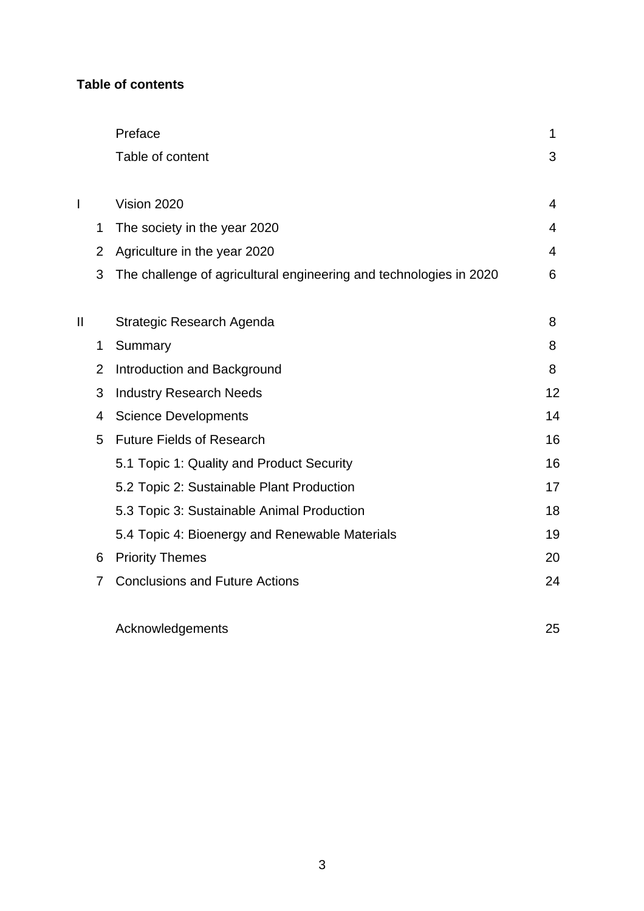**Table of contents**

| | | | |
|---|---|---|---|
| | | Preface | 1 |
| | | Table of content | 3 |
| I | | Vision 2020 | 4 |
| | 1 | The society in the year 2020 | 4 |
| | 2 | Agriculture in the year 2020 | 4 |
| | 3 | The challenge of agricultural engineering and technologies in 2020 | 6 |
| II | | Strategic Research Agenda | 8 |
| | 1 | Summary | 8 |
| | 2 | Introduction and Background | 8 |
| | 3 | Industry Research Needs | 12 |
| | 4 | Science Developments | 14 |
| | 5 | Future Fields of Research | 16 |
| | | 5.1 Topic 1: Quality and Product Security | 16 |
| | | 5.2 Topic 2: Sustainable Plant Production | 17 |
| | | 5.3 Topic 3: Sustainable Animal Production | 18 |
| | | 5.4 Topic 4: Bioenergy and Renewable Materials | 19 |
| | 6 | Priority Themes | 20 |
| | 7 | Conclusions and Future Actions | 24 |
| | | Acknowledgements | 25 |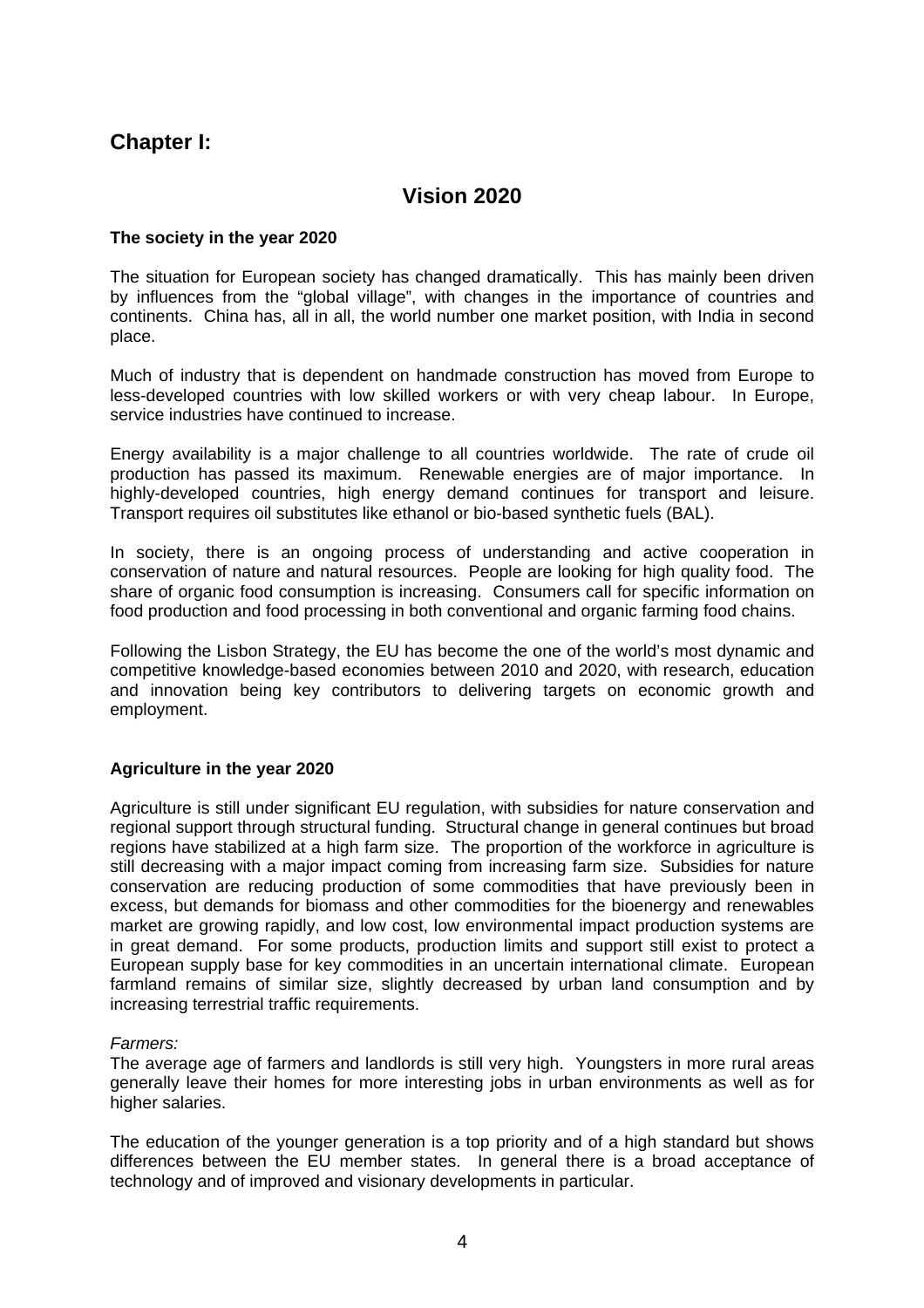## Chapter I:

# Vision 2020

### The society in the year 2020

The situation for European society has changed dramatically. This has mainly been driven by influences from the "global village", with changes in the importance of countries and continents. China has, all in all, the world number one market position, with India in second place.

Much of industry that is dependent on handmade construction has moved from Europe to less-developed countries with low skilled workers or with very cheap labour. In Europe, service industries have continued to increase.

Energy availability is a major challenge to all countries worldwide. The rate of crude oil production has passed its maximum. Renewable energies are of major importance. In highly-developed countries, high energy demand continues for transport and leisure. Transport requires oil substitutes like ethanol or bio-based synthetic fuels (BAL).

In society, there is an ongoing process of understanding and active cooperation in conservation of nature and natural resources. People are looking for high quality food. The share of organic food consumption is increasing. Consumers call for specific information on food production and food processing in both conventional and organic farming food chains.

Following the Lisbon Strategy, the EU has become the one of the world's most dynamic and competitive knowledge-based economies between 2010 and 2020, with research, education and innovation being key contributors to delivering targets on economic growth and employment.

### Agriculture in the year 2020

Agriculture is still under significant EU regulation, with subsidies for nature conservation and regional support through structural funding. Structural change in general continues but broad regions have stabilized at a high farm size. The proportion of the workforce in agriculture is still decreasing with a major impact coming from increasing farm size. Subsidies for nature conservation are reducing production of some commodities that have previously been in excess, but demands for biomass and other commodities for the bioenergy and renewables market are growing rapidly, and low cost, low environmental impact production systems are in great demand. For some products, production limits and support still exist to protect a European supply base for key commodities in an uncertain international climate. European farmland remains of similar size, slightly decreased by urban land consumption and by increasing terrestrial traffic requirements.

*Farmers:*

The average age of farmers and landlords is still very high. Youngsters in more rural areas generally leave their homes for more interesting jobs in urban environments as well as for higher salaries.

The education of the younger generation is a top priority and of a high standard but shows differences between the EU member states. In general there is a broad acceptance of technology and of improved and visionary developments in particular.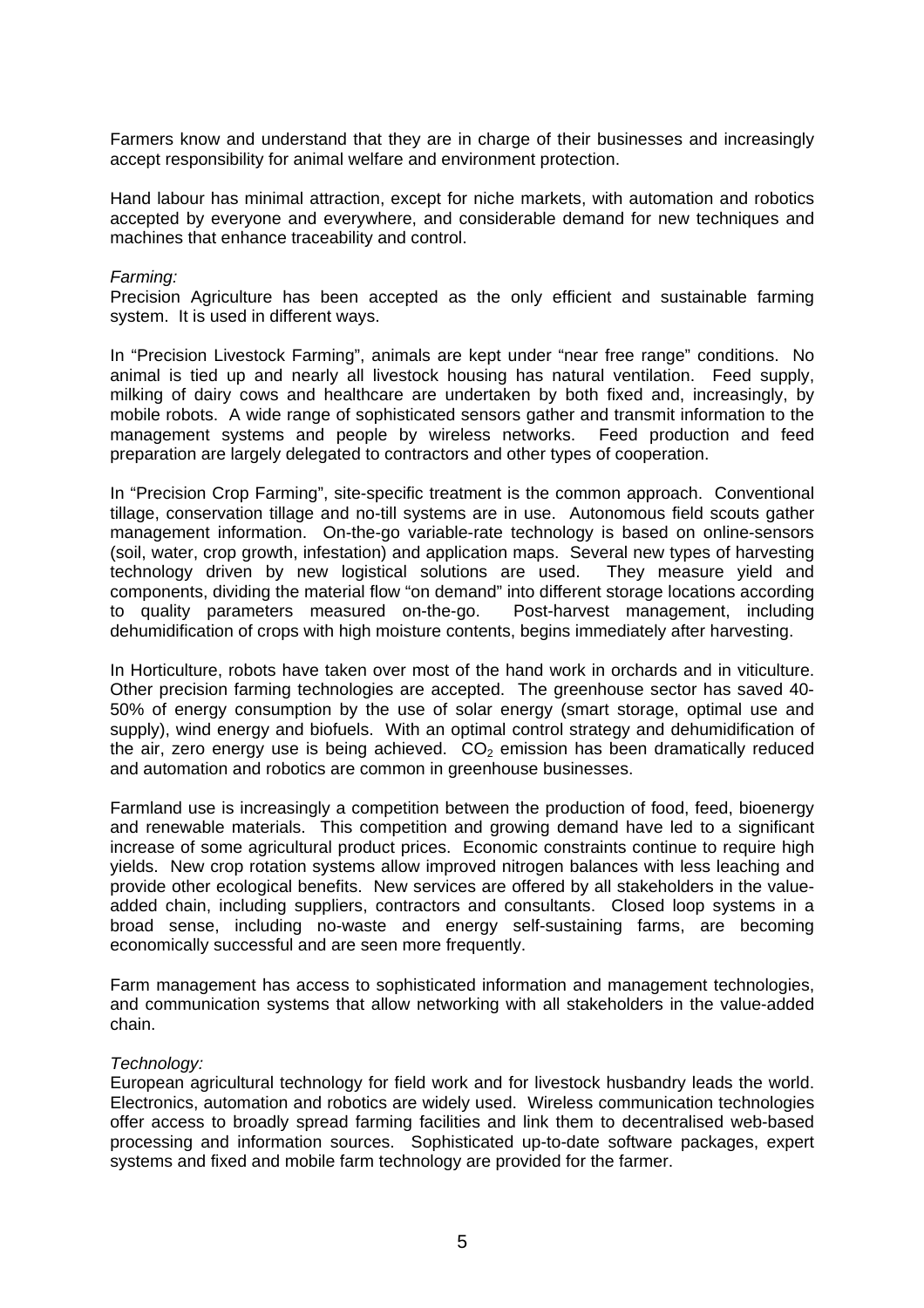Farmers know and understand that they are in charge of their businesses and increasingly accept responsibility for animal welfare and environment protection.

Hand labour has minimal attraction, except for niche markets, with automation and robotics accepted by everyone and everywhere, and considerable demand for new techniques and machines that enhance traceability and control.

*Farming:*

Precision Agriculture has been accepted as the only efficient and sustainable farming system. It is used in different ways.

In "Precision Livestock Farming", animals are kept under "near free range" conditions. No animal is tied up and nearly all livestock housing has natural ventilation. Feed supply, milking of dairy cows and healthcare are undertaken by both fixed and, increasingly, by mobile robots. A wide range of sophisticated sensors gather and transmit information to the management systems and people by wireless networks. Feed production and feed preparation are largely delegated to contractors and other types of cooperation.

In "Precision Crop Farming", site-specific treatment is the common approach. Conventional tillage, conservation tillage and no-till systems are in use. Autonomous field scouts gather management information. On-the-go variable-rate technology is based on online-sensors (soil, water, crop growth, infestation) and application maps. Several new types of harvesting technology driven by new logistical solutions are used. They measure yield and components, dividing the material flow "on demand" into different storage locations according to quality parameters measured on-the-go. Post-harvest management, including dehumidification of crops with high moisture contents, begins immediately after harvesting.

In Horticulture, robots have taken over most of the hand work in orchards and in viticulture. Other precision farming technologies are accepted. The greenhouse sector has saved 40-50% of energy consumption by the use of solar energy (smart storage, optimal use and supply), wind energy and biofuels. With an optimal control strategy and dehumidification of the air, zero energy use is being achieved. $CO_2$ emission has been dramatically reduced and automation and robotics are common in greenhouse businesses.

Farmland use is increasingly a competition between the production of food, feed, bioenergy and renewable materials. This competition and growing demand have led to a significant increase of some agricultural product prices. Economic constraints continue to require high yields. New crop rotation systems allow improved nitrogen balances with less leaching and provide other ecological benefits. New services are offered by all stakeholders in the value-added chain, including suppliers, contractors and consultants. Closed loop systems in a broad sense, including no-waste and energy self-sustaining farms, are becoming economically successful and are seen more frequently.

Farm management has access to sophisticated information and management technologies, and communication systems that allow networking with all stakeholders in the value-added chain.

*Technology:*

European agricultural technology for field work and for livestock husbandry leads the world. Electronics, automation and robotics are widely used. Wireless communication technologies offer access to broadly spread farming facilities and link them to decentralised web-based processing and information sources. Sophisticated up-to-date software packages, expert systems and fixed and mobile farm technology are provided for the farmer.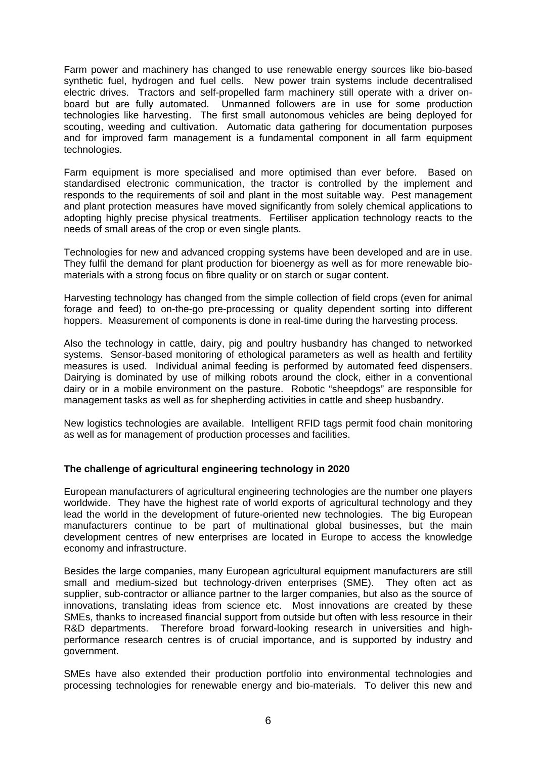Farm power and machinery has changed to use renewable energy sources like bio-based synthetic fuel, hydrogen and fuel cells. New power train systems include decentralised electric drives. Tractors and self-propelled farm machinery still operate with a driver on-board but are fully automated. Unmanned followers are in use for some production technologies like harvesting. The first small autonomous vehicles are being deployed for scouting, weeding and cultivation. Automatic data gathering for documentation purposes and for improved farm management is a fundamental component in all farm equipment technologies.

Farm equipment is more specialised and more optimised than ever before. Based on standardised electronic communication, the tractor is controlled by the implement and responds to the requirements of soil and plant in the most suitable way. Pest management and plant protection measures have moved significantly from solely chemical applications to adopting highly precise physical treatments. Fertiliser application technology reacts to the needs of small areas of the crop or even single plants.

Technologies for new and advanced cropping systems have been developed and are in use. They fulfil the demand for plant production for bioenergy as well as for more renewable bio-materials with a strong focus on fibre quality or on starch or sugar content.

Harvesting technology has changed from the simple collection of field crops (even for animal forage and feed) to on-the-go pre-processing or quality dependent sorting into different hoppers. Measurement of components is done in real-time during the harvesting process.

Also the technology in cattle, dairy, pig and poultry husbandry has changed to networked systems. Sensor-based monitoring of ethological parameters as well as health and fertility measures is used. Individual animal feeding is performed by automated feed dispensers. Dairying is dominated by use of milking robots around the clock, either in a conventional dairy or in a mobile environment on the pasture. Robotic "sheepdogs" are responsible for management tasks as well as for shepherding activities in cattle and sheep husbandry.

New logistics technologies are available. Intelligent RFID tags permit food chain monitoring as well as for management of production processes and facilities.

**The challenge of agricultural engineering technology in 2020**

European manufacturers of agricultural engineering technologies are the number one players worldwide. They have the highest rate of world exports of agricultural technology and they lead the world in the development of future-oriented new technologies. The big European manufacturers continue to be part of multinational global businesses, but the main development centres of new enterprises are located in Europe to access the knowledge economy and infrastructure.

Besides the large companies, many European agricultural equipment manufacturers are still small and medium-sized but technology-driven enterprises (SME). They often act as supplier, sub-contractor or alliance partner to the larger companies, but also as the source of innovations, translating ideas from science etc. Most innovations are created by these SMEs, thanks to increased financial support from outside but often with less resource in their R&D departments. Therefore broad forward-looking research in universities and high-performance research centres is of crucial importance, and is supported by industry and government.

SMEs have also extended their production portfolio into environmental technologies and processing technologies for renewable energy and bio-materials. To deliver this new and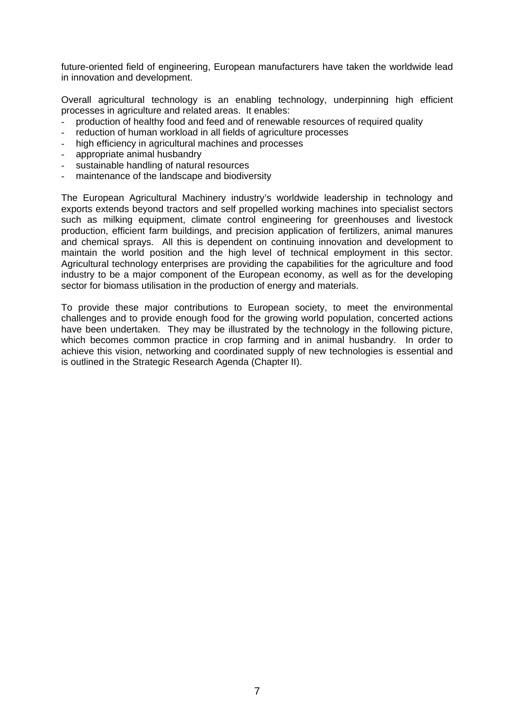future-oriented field of engineering, European manufacturers have taken the worldwide lead in innovation and development.

Overall agricultural technology is an enabling technology, underpinning high efficient processes in agriculture and related areas. It enables:

- production of healthy food and feed and of renewable resources of required quality
- reduction of human workload in all fields of agriculture processes
- high efficiency in agricultural machines and processes
- appropriate animal husbandry
- sustainable handling of natural resources
- maintenance of the landscape and biodiversity

The European Agricultural Machinery industry's worldwide leadership in technology and exports extends beyond tractors and self propelled working machines into specialist sectors such as milking equipment, climate control engineering for greenhouses and livestock production, efficient farm buildings, and precision application of fertilizers, animal manures and chemical sprays. All this is dependent on continuing innovation and development to maintain the world position and the high level of technical employment in this sector. Agricultural technology enterprises are providing the capabilities for the agriculture and food industry to be a major component of the European economy, as well as for the developing sector for biomass utilisation in the production of energy and materials.

To provide these major contributions to European society, to meet the environmental challenges and to provide enough food for the growing world population, concerted actions have been undertaken. They may be illustrated by the technology in the following picture, which becomes common practice in crop farming and in animal husbandry. In order to achieve this vision, networking and coordinated supply of new technologies is essential and is outlined in the Strategic Research Agenda (Chapter II).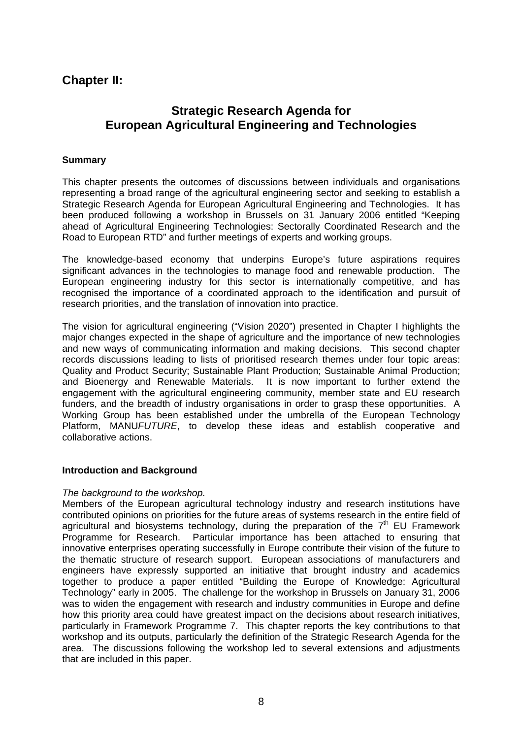# Chapter II:

## Strategic Research Agenda for European Agricultural Engineering and Technologies

**Summary**

This chapter presents the outcomes of discussions between individuals and organisations representing a broad range of the agricultural engineering sector and seeking to establish a Strategic Research Agenda for European Agricultural Engineering and Technologies. It has been produced following a workshop in Brussels on 31 January 2006 entitled "Keeping ahead of Agricultural Engineering Technologies: Sectorally Coordinated Research and the Road to European RTD" and further meetings of experts and working groups.

The knowledge-based economy that underpins Europe's future aspirations requires significant advances in the technologies to manage food and renewable production. The European engineering industry for this sector is internationally competitive, and has recognised the importance of a coordinated approach to the identification and pursuit of research priorities, and the translation of innovation into practice.

The vision for agricultural engineering ("Vision 2020") presented in Chapter I highlights the major changes expected in the shape of agriculture and the importance of new technologies and new ways of communicating information and making decisions. This second chapter records discussions leading to lists of prioritised research themes under four topic areas: Quality and Product Security; Sustainable Plant Production; Sustainable Animal Production; and Bioenergy and Renewable Materials. It is now important to further extend the engagement with the agricultural engineering community, member state and EU research funders, and the breadth of industry organisations in order to grasp these opportunities. A Working Group has been established under the umbrella of the European Technology Platform, MANU*FUTURE*, to develop these ideas and establish cooperative and collaborative actions.

**Introduction and Background**

*The background to the workshop.*

Members of the European agricultural technology industry and research institutions have contributed opinions on priorities for the future areas of systems research in the entire field of agricultural and biosystems technology, during the preparation of the 7th EU Framework Programme for Research. Particular importance has been attached to ensuring that innovative enterprises operating successfully in Europe contribute their vision of the future to the thematic structure of research support. European associations of manufacturers and engineers have expressly supported an initiative that brought industry and academics together to produce a paper entitled "Building the Europe of Knowledge: Agricultural Technology" early in 2005. The challenge for the workshop in Brussels on January 31, 2006 was to widen the engagement with research and industry communities in Europe and define how this priority area could have greatest impact on the decisions about research initiatives, particularly in Framework Programme 7. This chapter reports the key contributions to that workshop and its outputs, particularly the definition of the Strategic Research Agenda for the area. The discussions following the workshop led to several extensions and adjustments that are included in this paper.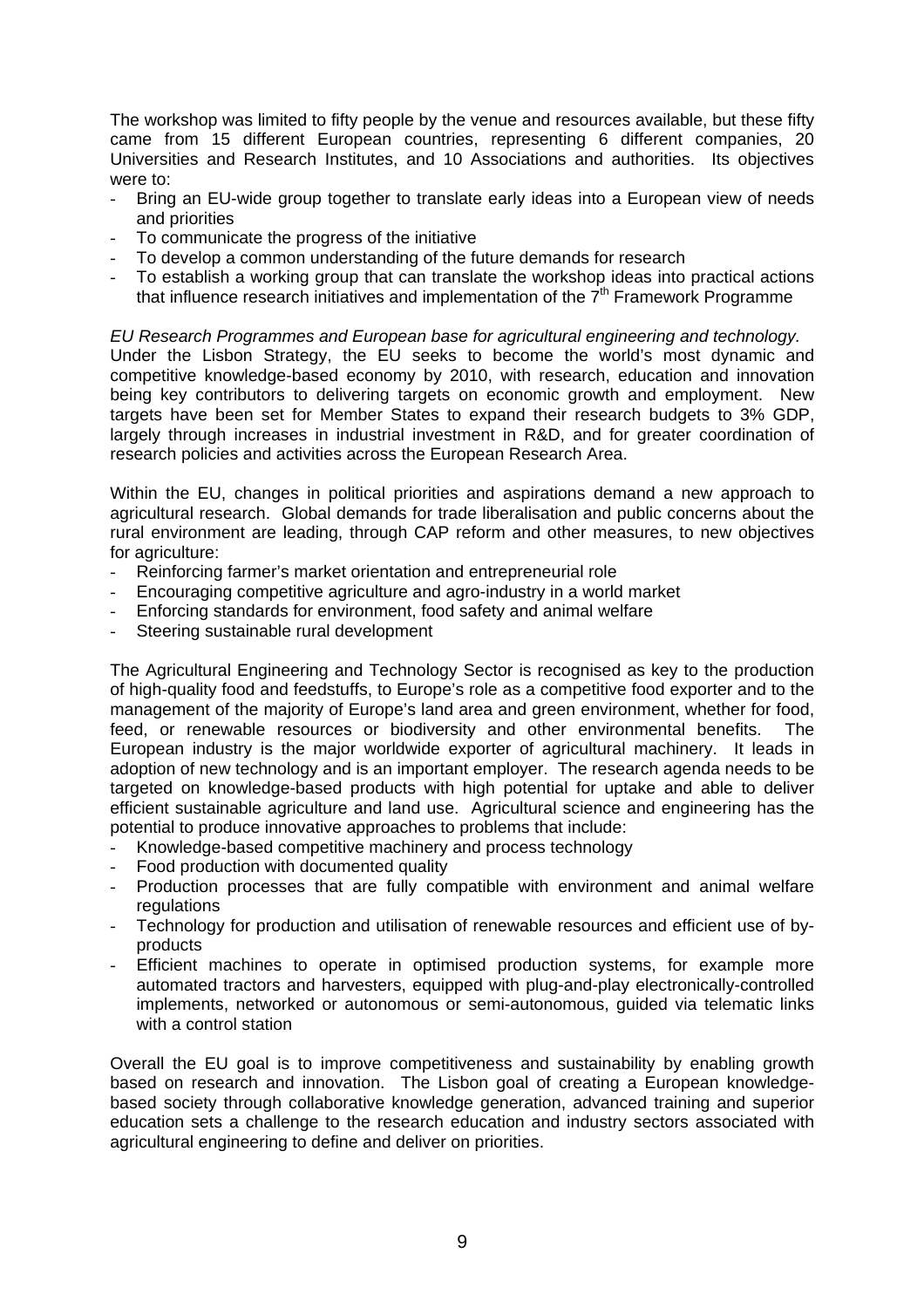The workshop was limited to fifty people by the venue and resources available, but these fifty came from 15 different European countries, representing 6 different companies, 20 Universities and Research Institutes, and 10 Associations and authorities. Its objectives were to:

- Bring an EU-wide group together to translate early ideas into a European view of needs and priorities
- To communicate the progress of the initiative
- To develop a common understanding of the future demands for research
- To establish a working group that can translate the workshop ideas into practical actions that influence research initiatives and implementation of the 7th Framework Programme

*EU Research Programmes and European base for agricultural engineering and technology.*
Under the Lisbon Strategy, the EU seeks to become the world's most dynamic and competitive knowledge-based economy by 2010, with research, education and innovation being key contributors to delivering targets on economic growth and employment. New targets have been set for Member States to expand their research budgets to 3% GDP, largely through increases in industrial investment in R&D, and for greater coordination of research policies and activities across the European Research Area.

Within the EU, changes in political priorities and aspirations demand a new approach to agricultural research. Global demands for trade liberalisation and public concerns about the rural environment are leading, through CAP reform and other measures, to new objectives for agriculture:

- Reinforcing farmer's market orientation and entrepreneurial role
- Encouraging competitive agriculture and agro-industry in a world market
- Enforcing standards for environment, food safety and animal welfare
- Steering sustainable rural development

The Agricultural Engineering and Technology Sector is recognised as key to the production of high-quality food and feedstuffs, to Europe's role as a competitive food exporter and to the management of the majority of Europe's land area and green environment, whether for food, feed, or renewable resources or biodiversity and other environmental benefits. The European industry is the major worldwide exporter of agricultural machinery. It leads in adoption of new technology and is an important employer. The research agenda needs to be targeted on knowledge-based products with high potential for uptake and able to deliver efficient sustainable agriculture and land use. Agricultural science and engineering has the potential to produce innovative approaches to problems that include:

- Knowledge-based competitive machinery and process technology
- Food production with documented quality
- Production processes that are fully compatible with environment and animal welfare regulations
- Technology for production and utilisation of renewable resources and efficient use of by-products
- Efficient machines to operate in optimised production systems, for example more automated tractors and harvesters, equipped with plug-and-play electronically-controlled implements, networked or autonomous or semi-autonomous, guided via telematic links with a control station

Overall the EU goal is to improve competitiveness and sustainability by enabling growth based on research and innovation. The Lisbon goal of creating a European knowledge-based society through collaborative knowledge generation, advanced training and superior education sets a challenge to the research education and industry sectors associated with agricultural engineering to define and deliver on priorities.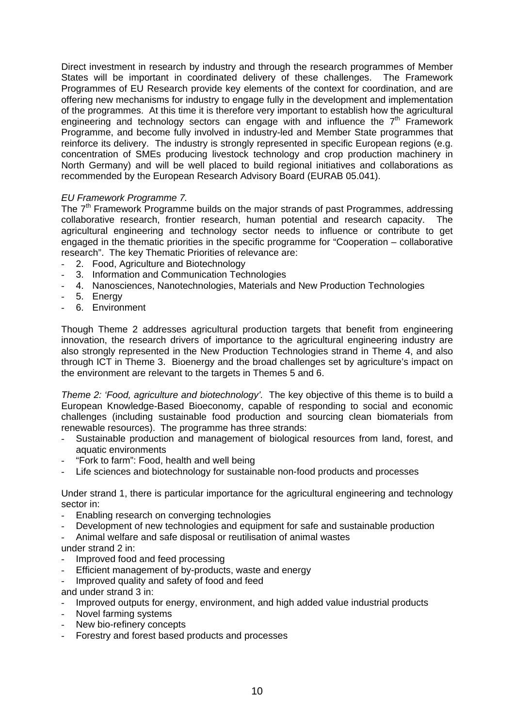Direct investment in research by industry and through the research programmes of Member States will be important in coordinated delivery of these challenges. The Framework Programmes of EU Research provide key elements of the context for coordination, and are offering new mechanisms for industry to engage fully in the development and implementation of the programmes. At this time it is therefore very important to establish how the agricultural engineering and technology sectors can engage with and influence the 7th Framework Programme, and become fully involved in industry-led and Member State programmes that reinforce its delivery. The industry is strongly represented in specific European regions (e.g. concentration of SMEs producing livestock technology and crop production machinery in North Germany) and will be well placed to build regional initiatives and collaborations as recommended by the European Research Advisory Board (EURAB 05.041).

*EU Framework Programme 7.*

The 7th Framework Programme builds on the major strands of past Programmes, addressing collaborative research, frontier research, human potential and research capacity. The agricultural engineering and technology sector needs to influence or contribute to get engaged in the thematic priorities in the specific programme for "Cooperation – collaborative research". The key Thematic Priorities of relevance are:

- 2. Food, Agriculture and Biotechnology
- 3. Information and Communication Technologies
- 4. Nanosciences, Nanotechnologies, Materials and New Production Technologies
- 5. Energy
- 6. Environment

Though Theme 2 addresses agricultural production targets that benefit from engineering innovation, the research drivers of importance to the agricultural engineering industry are also strongly represented in the New Production Technologies strand in Theme 4, and also through ICT in Theme 3. Bioenergy and the broad challenges set by agriculture's impact on the environment are relevant to the targets in Themes 5 and 6.

*Theme 2: 'Food, agriculture and biotechnology'.* The key objective of this theme is to build a European Knowledge-Based Bioeconomy, capable of responding to social and economic challenges (including sustainable food production and sourcing clean biomaterials from renewable resources). The programme has three strands:

- Sustainable production and management of biological resources from land, forest, and aquatic environments
- "Fork to farm": Food, health and well being
- Life sciences and biotechnology for sustainable non-food products and processes

Under strand 1, there is particular importance for the agricultural engineering and technology sector in:

- Enabling research on converging technologies
- Development of new technologies and equipment for safe and sustainable production
- Animal welfare and safe disposal or reutilisation of animal wastes

under strand 2 in:

- Improved food and feed processing
- Efficient management of by-products, waste and energy
- Improved quality and safety of food and feed

and under strand 3 in:

- Improved outputs for energy, environment, and high added value industrial products
- Novel farming systems
- New bio-refinery concepts
- Forestry and forest based products and processes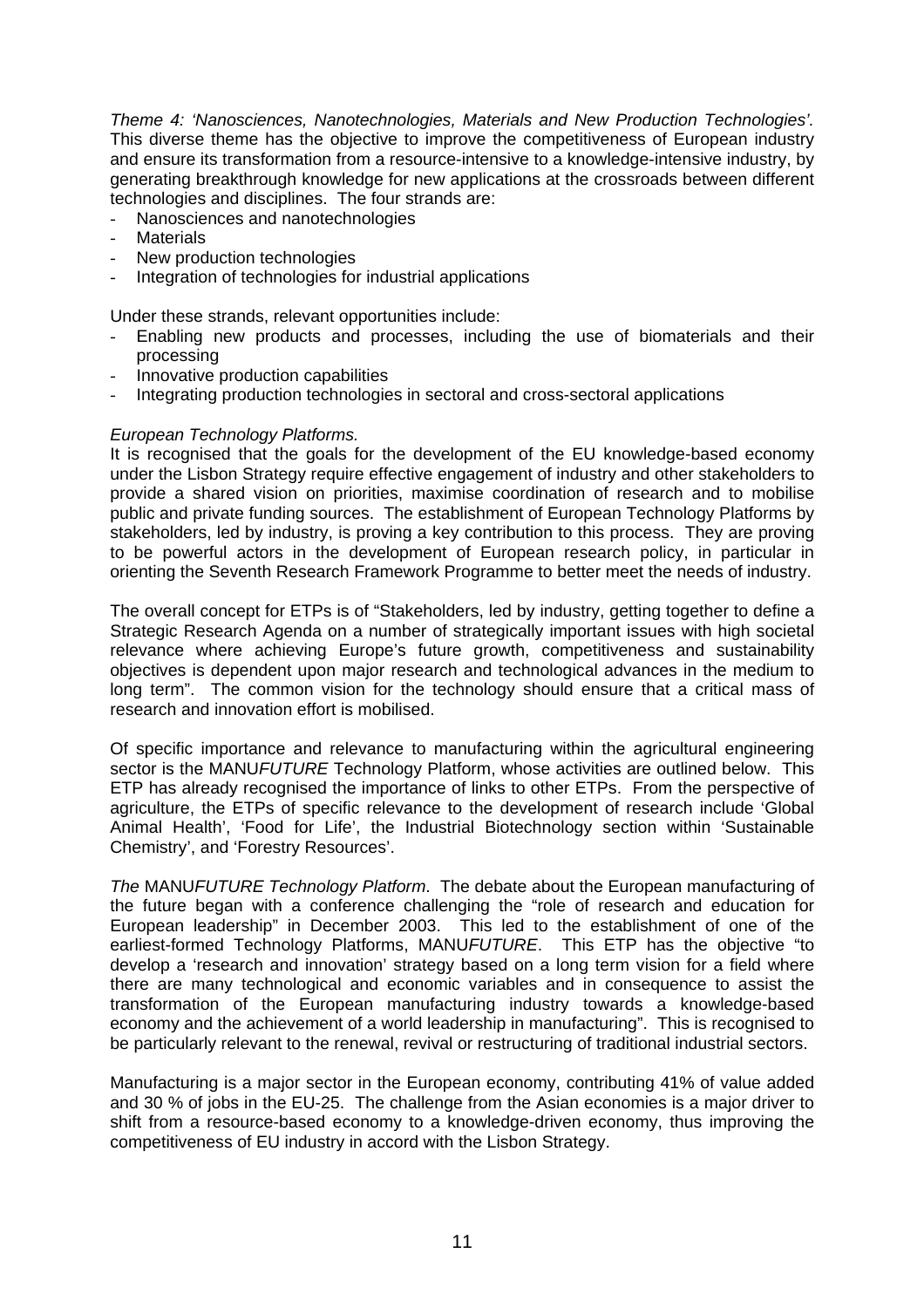*Theme 4: 'Nanosciences, Nanotechnologies, Materials and New Production Technologies'.* This diverse theme has the objective to improve the competitiveness of European industry and ensure its transformation from a resource-intensive to a knowledge-intensive industry, by generating breakthrough knowledge for new applications at the crossroads between different technologies and disciplines. The four strands are:

- Nanosciences and nanotechnologies
- Materials
- New production technologies
- Integration of technologies for industrial applications

Under these strands, relevant opportunities include:

- Enabling new products and processes, including the use of biomaterials and their processing
- Innovative production capabilities
- Integrating production technologies in sectoral and cross-sectoral applications

*European Technology Platforms.*
It is recognised that the goals for the development of the EU knowledge-based economy under the Lisbon Strategy require effective engagement of industry and other stakeholders to provide a shared vision on priorities, maximise coordination of research and to mobilise public and private funding sources. The establishment of European Technology Platforms by stakeholders, led by industry, is proving a key contribution to this process. They are proving to be powerful actors in the development of European research policy, in particular in orienting the Seventh Research Framework Programme to better meet the needs of industry.

The overall concept for ETPs is of "Stakeholders, led by industry, getting together to define a Strategic Research Agenda on a number of strategically important issues with high societal relevance where achieving Europe's future growth, competitiveness and sustainability objectives is dependent upon major research and technological advances in the medium to long term". The common vision for the technology should ensure that a critical mass of research and innovation effort is mobilised.

Of specific importance and relevance to manufacturing within the agricultural engineering sector is the MANU*FUTURE* Technology Platform, whose activities are outlined below. This ETP has already recognised the importance of links to other ETPs. From the perspective of agriculture, the ETPs of specific relevance to the development of research include 'Global Animal Health', 'Food for Life', the Industrial Biotechnology section within 'Sustainable Chemistry', and 'Forestry Resources'.

*The* MANU*FUTURE Technology Platform*. The debate about the European manufacturing of the future began with a conference challenging the "role of research and education for European leadership" in December 2003. This led to the establishment of one of the earliest-formed Technology Platforms, MANU*FUTURE*. This ETP has the objective "to develop a 'research and innovation' strategy based on a long term vision for a field where there are many technological and economic variables and in consequence to assist the transformation of the European manufacturing industry towards a knowledge-based economy and the achievement of a world leadership in manufacturing". This is recognised to be particularly relevant to the renewal, revival or restructuring of traditional industrial sectors.

Manufacturing is a major sector in the European economy, contributing 41% of value added and 30 % of jobs in the EU-25. The challenge from the Asian economies is a major driver to shift from a resource-based economy to a knowledge-driven economy, thus improving the competitiveness of EU industry in accord with the Lisbon Strategy.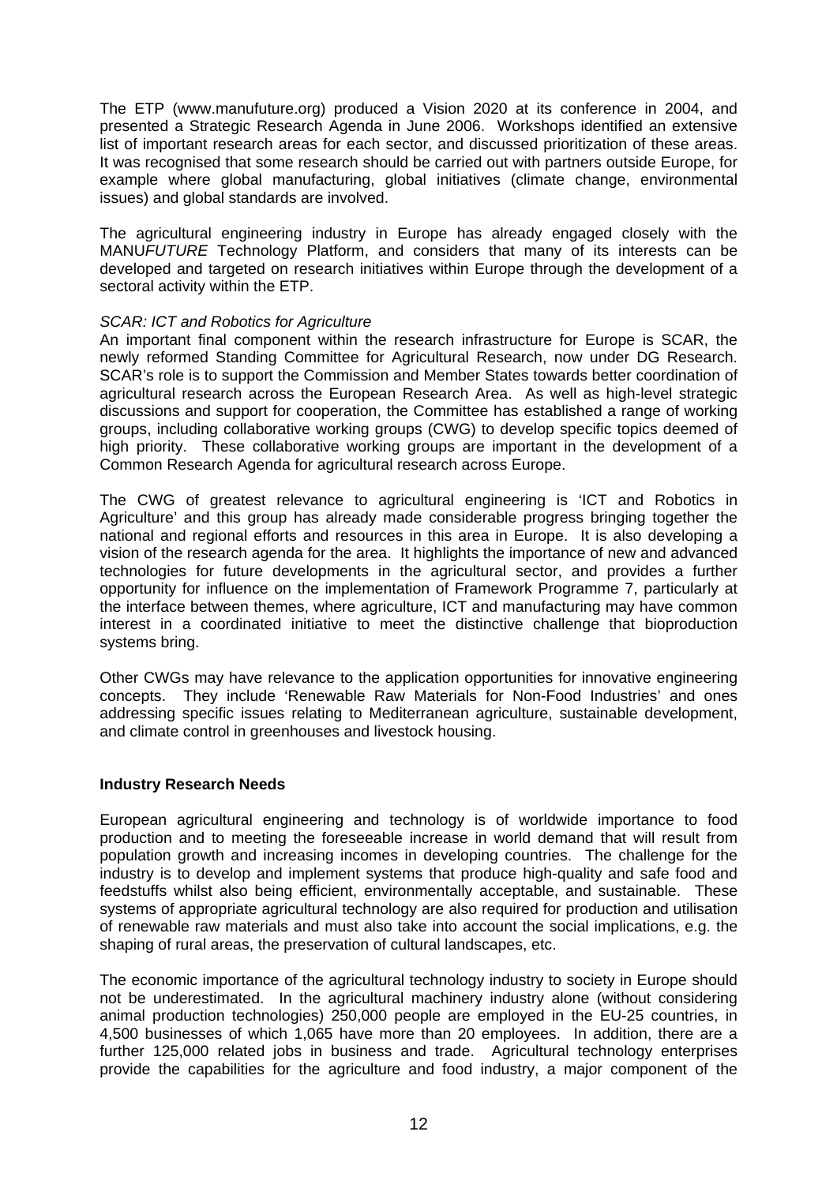The ETP (www.manufuture.org) produced a Vision 2020 at its conference in 2004, and presented a Strategic Research Agenda in June 2006. Workshops identified an extensive list of important research areas for each sector, and discussed prioritization of these areas. It was recognised that some research should be carried out with partners outside Europe, for example where global manufacturing, global initiatives (climate change, environmental issues) and global standards are involved.

The agricultural engineering industry in Europe has already engaged closely with the MANU*FUTURE* Technology Platform, and considers that many of its interests can be developed and targeted on research initiatives within Europe through the development of a sectoral activity within the ETP.

*SCAR: ICT and Robotics for Agriculture*

An important final component within the research infrastructure for Europe is SCAR, the newly reformed Standing Committee for Agricultural Research, now under DG Research. SCAR's role is to support the Commission and Member States towards better coordination of agricultural research across the European Research Area. As well as high-level strategic discussions and support for cooperation, the Committee has established a range of working groups, including collaborative working groups (CWG) to develop specific topics deemed of high priority. These collaborative working groups are important in the development of a Common Research Agenda for agricultural research across Europe.

The CWG of greatest relevance to agricultural engineering is 'ICT and Robotics in Agriculture' and this group has already made considerable progress bringing together the national and regional efforts and resources in this area in Europe. It is also developing a vision of the research agenda for the area. It highlights the importance of new and advanced technologies for future developments in the agricultural sector, and provides a further opportunity for influence on the implementation of Framework Programme 7, particularly at the interface between themes, where agriculture, ICT and manufacturing may have common interest in a coordinated initiative to meet the distinctive challenge that bioproduction systems bring.

Other CWGs may have relevance to the application opportunities for innovative engineering concepts. They include 'Renewable Raw Materials for Non-Food Industries' and ones addressing specific issues relating to Mediterranean agriculture, sustainable development, and climate control in greenhouses and livestock housing.

**Industry Research Needs**

European agricultural engineering and technology is of worldwide importance to food production and to meeting the foreseeable increase in world demand that will result from population growth and increasing incomes in developing countries. The challenge for the industry is to develop and implement systems that produce high-quality and safe food and feedstuffs whilst also being efficient, environmentally acceptable, and sustainable. These systems of appropriate agricultural technology are also required for production and utilisation of renewable raw materials and must also take into account the social implications, e.g. the shaping of rural areas, the preservation of cultural landscapes, etc.

The economic importance of the agricultural technology industry to society in Europe should not be underestimated. In the agricultural machinery industry alone (without considering animal production technologies) 250,000 people are employed in the EU-25 countries, in 4,500 businesses of which 1,065 have more than 20 employees. In addition, there are a further 125,000 related jobs in business and trade. Agricultural technology enterprises provide the capabilities for the agriculture and food industry, a major component of the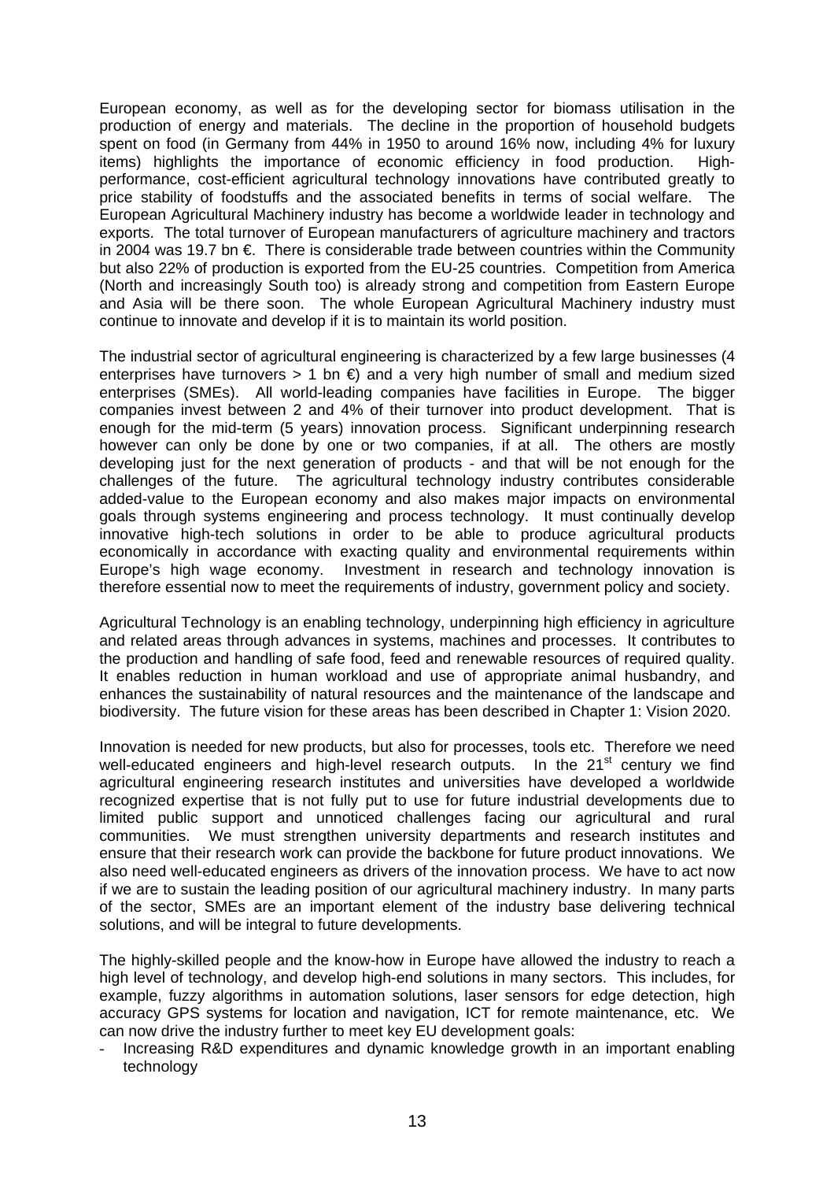European economy, as well as for the developing sector for biomass utilisation in the production of energy and materials. The decline in the proportion of household budgets spent on food (in Germany from 44% in 1950 to around 16% now, including 4% for luxury items) highlights the importance of economic efficiency in food production. High-performance, cost-efficient agricultural technology innovations have contributed greatly to price stability of foodstuffs and the associated benefits in terms of social welfare. The European Agricultural Machinery industry has become a worldwide leader in technology and exports. The total turnover of European manufacturers of agriculture machinery and tractors in 2004 was 19.7 bn €. There is considerable trade between countries within the Community but also 22% of production is exported from the EU-25 countries. Competition from America (North and increasingly South too) is already strong and competition from Eastern Europe and Asia will be there soon. The whole European Agricultural Machinery industry must continue to innovate and develop if it is to maintain its world position.

The industrial sector of agricultural engineering is characterized by a few large businesses (4 enterprises have turnovers > 1 bn €) and a very high number of small and medium sized enterprises (SMEs). All world-leading companies have facilities in Europe. The bigger companies invest between 2 and 4% of their turnover into product development. That is enough for the mid-term (5 years) innovation process. Significant underpinning research however can only be done by one or two companies, if at all. The others are mostly developing just for the next generation of products - and that will be not enough for the challenges of the future. The agricultural technology industry contributes considerable added-value to the European economy and also makes major impacts on environmental goals through systems engineering and process technology. It must continually develop innovative high-tech solutions in order to be able to produce agricultural products economically in accordance with exacting quality and environmental requirements within Europe's high wage economy. Investment in research and technology innovation is therefore essential now to meet the requirements of industry, government policy and society.

Agricultural Technology is an enabling technology, underpinning high efficiency in agriculture and related areas through advances in systems, machines and processes. It contributes to the production and handling of safe food, feed and renewable resources of required quality. It enables reduction in human workload and use of appropriate animal husbandry, and enhances the sustainability of natural resources and the maintenance of the landscape and biodiversity. The future vision for these areas has been described in Chapter 1: Vision 2020.

Innovation is needed for new products, but also for processes, tools etc. Therefore we need well-educated engineers and high-level research outputs. In the 21st century we find agricultural engineering research institutes and universities have developed a worldwide recognized expertise that is not fully put to use for future industrial developments due to limited public support and unnoticed challenges facing our agricultural and rural communities. We must strengthen university departments and research institutes and ensure that their research work can provide the backbone for future product innovations. We also need well-educated engineers as drivers of the innovation process. We have to act now if we are to sustain the leading position of our agricultural machinery industry. In many parts of the sector, SMEs are an important element of the industry base delivering technical solutions, and will be integral to future developments.

The highly-skilled people and the know-how in Europe have allowed the industry to reach a high level of technology, and develop high-end solutions in many sectors. This includes, for example, fuzzy algorithms in automation solutions, laser sensors for edge detection, high accuracy GPS systems for location and navigation, ICT for remote maintenance, etc. We can now drive the industry further to meet key EU development goals:

- Increasing R&D expenditures and dynamic knowledge growth in an important enabling technology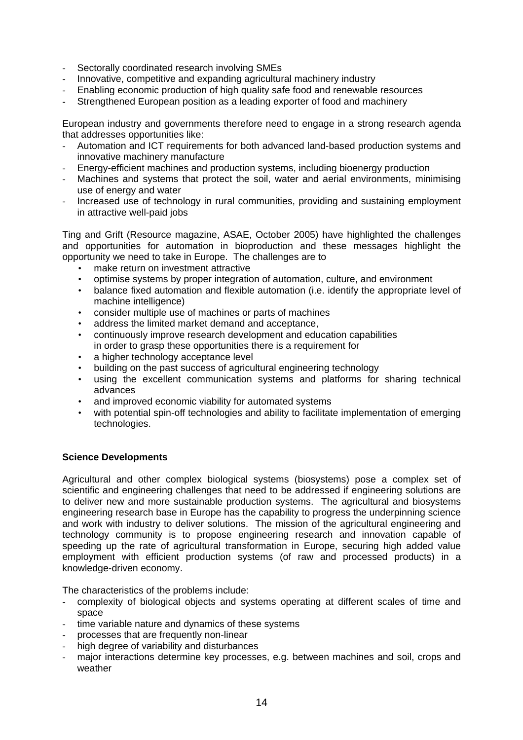- Sectorally coordinated research involving SMEs
- Innovative, competitive and expanding agricultural machinery industry
- Enabling economic production of high quality safe food and renewable resources
- Strengthened European position as a leading exporter of food and machinery

European industry and governments therefore need to engage in a strong research agenda that addresses opportunities like:

- Automation and ICT requirements for both advanced land-based production systems and innovative machinery manufacture
- Energy-efficient machines and production systems, including bioenergy production
- Machines and systems that protect the soil, water and aerial environments, minimising use of energy and water
- Increased use of technology in rural communities, providing and sustaining employment in attractive well-paid jobs

Ting and Grift (Resource magazine, ASAE, October 2005) have highlighted the challenges and opportunities for automation in bioproduction and these messages highlight the opportunity we need to take in Europe. The challenges are to

- make return on investment attractive
- optimise systems by proper integration of automation, culture, and environment
- balance fixed automation and flexible automation (i.e. identify the appropriate level of machine intelligence)
- consider multiple use of machines or parts of machines
- address the limited market demand and acceptance,
- continuously improve research development and education capabilities
  in order to grasp these opportunities there is a requirement for
- a higher technology acceptance level
- building on the past success of agricultural engineering technology
- using the excellent communication systems and platforms for sharing technical advances
- and improved economic viability for automated systems
- with potential spin-off technologies and ability to facilitate implementation of emerging technologies.

**Science Developments**

Agricultural and other complex biological systems (biosystems) pose a complex set of scientific and engineering challenges that need to be addressed if engineering solutions are to deliver new and more sustainable production systems. The agricultural and biosystems engineering research base in Europe has the capability to progress the underpinning science and work with industry to deliver solutions. The mission of the agricultural engineering and technology community is to propose engineering research and innovation capable of speeding up the rate of agricultural transformation in Europe, securing high added value employment with efficient production systems (of raw and processed products) in a knowledge-driven economy.

The characteristics of the problems include:

- complexity of biological objects and systems operating at different scales of time and space
- time variable nature and dynamics of these systems
- processes that are frequently non-linear
- high degree of variability and disturbances
- major interactions determine key processes, e.g. between machines and soil, crops and weather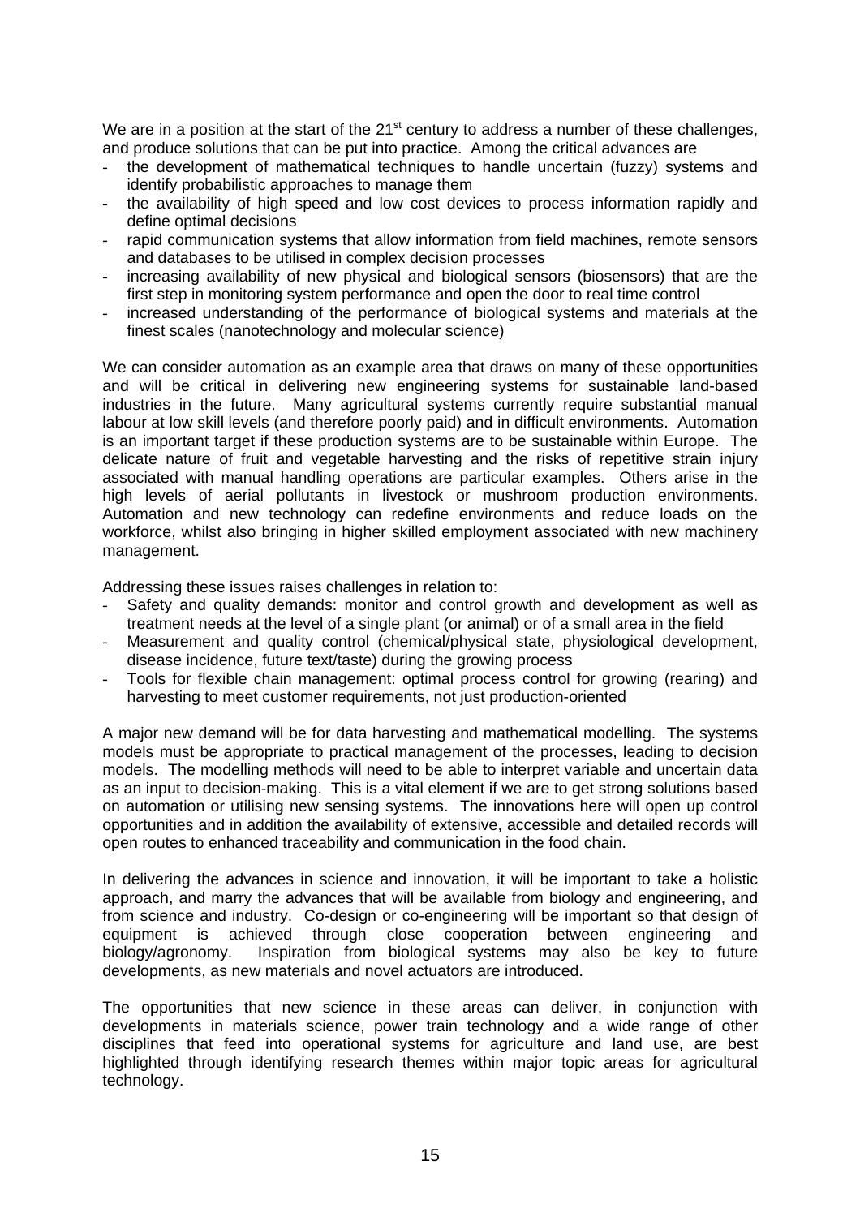We are in a position at the start of the 21st century to address a number of these challenges, and produce solutions that can be put into practice. Among the critical advances are

- the development of mathematical techniques to handle uncertain (fuzzy) systems and identify probabilistic approaches to manage them
- the availability of high speed and low cost devices to process information rapidly and define optimal decisions
- rapid communication systems that allow information from field machines, remote sensors and databases to be utilised in complex decision processes
- increasing availability of new physical and biological sensors (biosensors) that are the first step in monitoring system performance and open the door to real time control
- increased understanding of the performance of biological systems and materials at the finest scales (nanotechnology and molecular science)

We can consider automation as an example area that draws on many of these opportunities and will be critical in delivering new engineering systems for sustainable land-based industries in the future. Many agricultural systems currently require substantial manual labour at low skill levels (and therefore poorly paid) and in difficult environments. Automation is an important target if these production systems are to be sustainable within Europe. The delicate nature of fruit and vegetable harvesting and the risks of repetitive strain injury associated with manual handling operations are particular examples. Others arise in the high levels of aerial pollutants in livestock or mushroom production environments. Automation and new technology can redefine environments and reduce loads on the workforce, whilst also bringing in higher skilled employment associated with new machinery management.

Addressing these issues raises challenges in relation to:

- Safety and quality demands: monitor and control growth and development as well as treatment needs at the level of a single plant (or animal) or of a small area in the field
- Measurement and quality control (chemical/physical state, physiological development, disease incidence, future text/taste) during the growing process
- Tools for flexible chain management: optimal process control for growing (rearing) and harvesting to meet customer requirements, not just production-oriented

A major new demand will be for data harvesting and mathematical modelling. The systems models must be appropriate to practical management of the processes, leading to decision models. The modelling methods will need to be able to interpret variable and uncertain data as an input to decision-making. This is a vital element if we are to get strong solutions based on automation or utilising new sensing systems. The innovations here will open up control opportunities and in addition the availability of extensive, accessible and detailed records will open routes to enhanced traceability and communication in the food chain.

In delivering the advances in science and innovation, it will be important to take a holistic approach, and marry the advances that will be available from biology and engineering, and from science and industry. Co-design or co-engineering will be important so that design of equipment is achieved through close cooperation between engineering and biology/agronomy. Inspiration from biological systems may also be key to future developments, as new materials and novel actuators are introduced.

The opportunities that new science in these areas can deliver, in conjunction with developments in materials science, power train technology and a wide range of other disciplines that feed into operational systems for agriculture and land use, are best highlighted through identifying research themes within major topic areas for agricultural technology.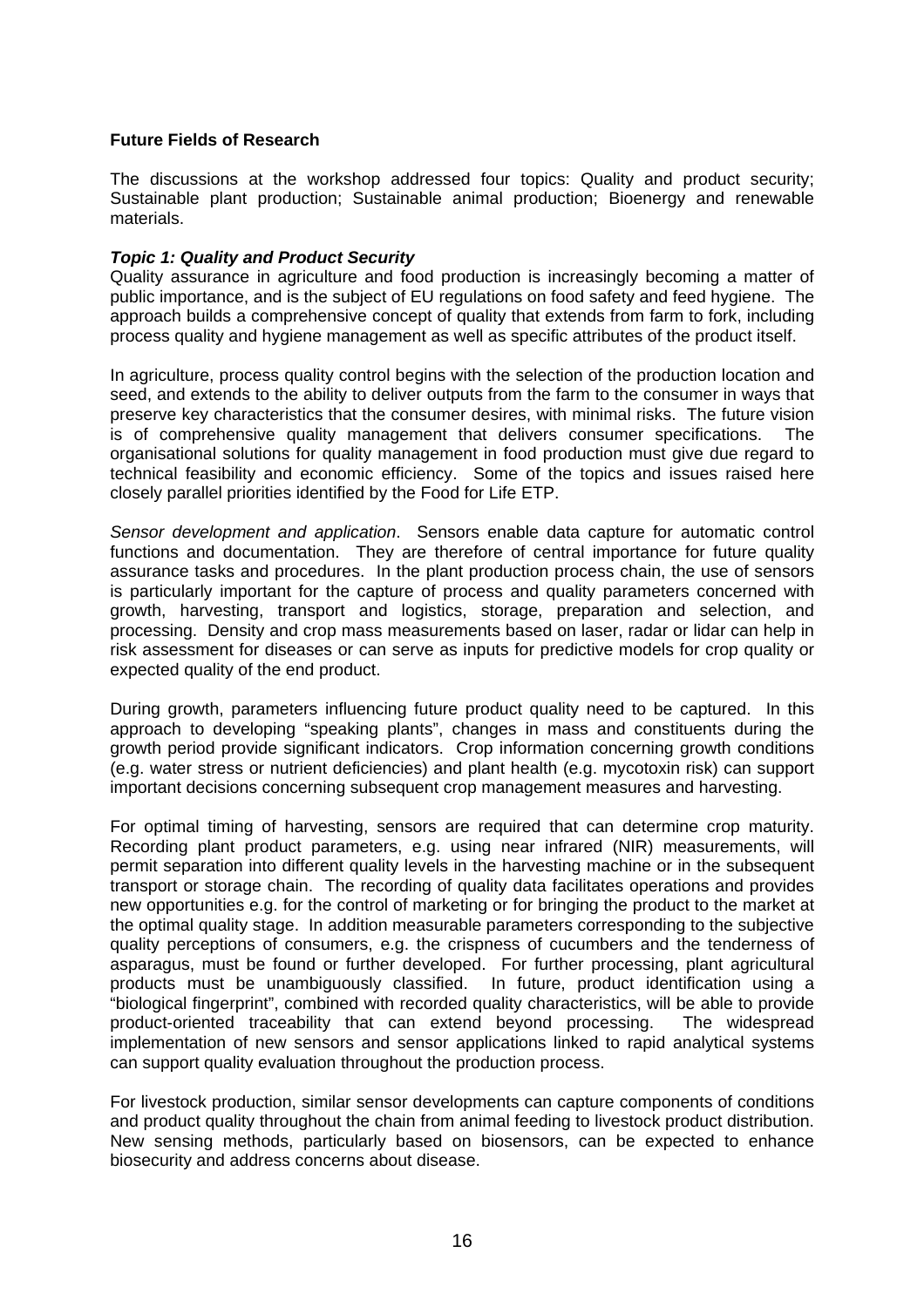## Future Fields of Research

The discussions at the workshop addressed four topics: Quality and product security; Sustainable plant production; Sustainable animal production; Bioenergy and renewable materials.

### *Topic 1: Quality and Product Security*

Quality assurance in agriculture and food production is increasingly becoming a matter of public importance, and is the subject of EU regulations on food safety and feed hygiene. The approach builds a comprehensive concept of quality that extends from farm to fork, including process quality and hygiene management as well as specific attributes of the product itself.

In agriculture, process quality control begins with the selection of the production location and seed, and extends to the ability to deliver outputs from the farm to the consumer in ways that preserve key characteristics that the consumer desires, with minimal risks. The future vision is of comprehensive quality management that delivers consumer specifications. The organisational solutions for quality management in food production must give due regard to technical feasibility and economic efficiency. Some of the topics and issues raised here closely parallel priorities identified by the Food for Life ETP.

*Sensor development and application*. Sensors enable data capture for automatic control functions and documentation. They are therefore of central importance for future quality assurance tasks and procedures. In the plant production process chain, the use of sensors is particularly important for the capture of process and quality parameters concerned with growth, harvesting, transport and logistics, storage, preparation and selection, and processing. Density and crop mass measurements based on laser, radar or lidar can help in risk assessment for diseases or can serve as inputs for predictive models for crop quality or expected quality of the end product.

During growth, parameters influencing future product quality need to be captured. In this approach to developing "speaking plants", changes in mass and constituents during the growth period provide significant indicators. Crop information concerning growth conditions (e.g. water stress or nutrient deficiencies) and plant health (e.g. mycotoxin risk) can support important decisions concerning subsequent crop management measures and harvesting.

For optimal timing of harvesting, sensors are required that can determine crop maturity. Recording plant product parameters, e.g. using near infrared (NIR) measurements, will permit separation into different quality levels in the harvesting machine or in the subsequent transport or storage chain. The recording of quality data facilitates operations and provides new opportunities e.g. for the control of marketing or for bringing the product to the market at the optimal quality stage. In addition measurable parameters corresponding to the subjective quality perceptions of consumers, e.g. the crispness of cucumbers and the tenderness of asparagus, must be found or further developed. For further processing, plant agricultural products must be unambiguously classified. In future, product identification using a "biological fingerprint", combined with recorded quality characteristics, will be able to provide product-oriented traceability that can extend beyond processing. The widespread implementation of new sensors and sensor applications linked to rapid analytical systems can support quality evaluation throughout the production process.

For livestock production, similar sensor developments can capture components of conditions and product quality throughout the chain from animal feeding to livestock product distribution. New sensing methods, particularly based on biosensors, can be expected to enhance biosecurity and address concerns about disease.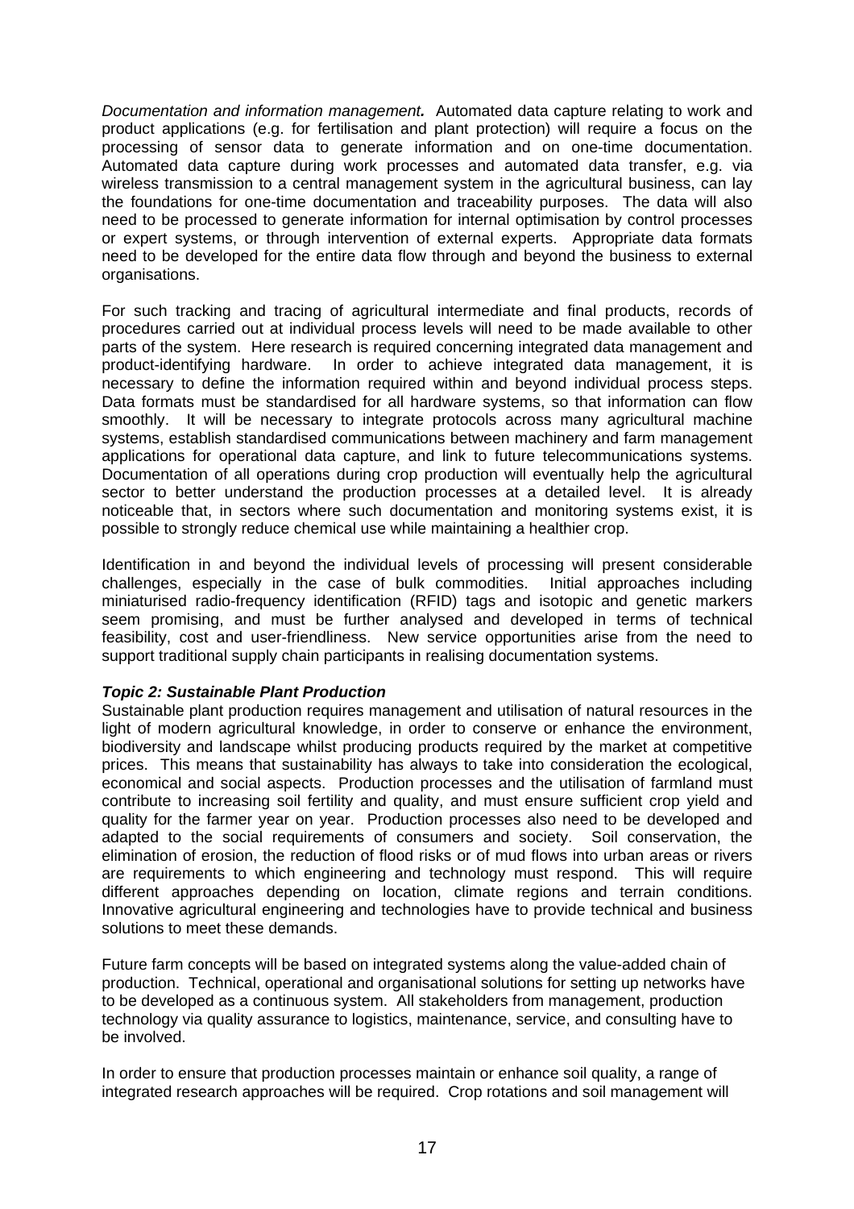*Documentation and information management.* Automated data capture relating to work and product applications (e.g. for fertilisation and plant protection) will require a focus on the processing of sensor data to generate information and on one-time documentation. Automated data capture during work processes and automated data transfer, e.g. via wireless transmission to a central management system in the agricultural business, can lay the foundations for one-time documentation and traceability purposes. The data will also need to be processed to generate information for internal optimisation by control processes or expert systems, or through intervention of external experts. Appropriate data formats need to be developed for the entire data flow through and beyond the business to external organisations.

For such tracking and tracing of agricultural intermediate and final products, records of procedures carried out at individual process levels will need to be made available to other parts of the system. Here research is required concerning integrated data management and product-identifying hardware. In order to achieve integrated data management, it is necessary to define the information required within and beyond individual process steps. Data formats must be standardised for all hardware systems, so that information can flow smoothly. It will be necessary to integrate protocols across many agricultural machine systems, establish standardised communications between machinery and farm management applications for operational data capture, and link to future telecommunications systems. Documentation of all operations during crop production will eventually help the agricultural sector to better understand the production processes at a detailed level. It is already noticeable that, in sectors where such documentation and monitoring systems exist, it is possible to strongly reduce chemical use while maintaining a healthier crop.

Identification in and beyond the individual levels of processing will present considerable challenges, especially in the case of bulk commodities. Initial approaches including miniaturised radio-frequency identification (RFID) tags and isotopic and genetic markers seem promising, and must be further analysed and developed in terms of technical feasibility, cost and user-friendliness. New service opportunities arise from the need to support traditional supply chain participants in realising documentation systems.

***Topic 2: Sustainable Plant Production***

Sustainable plant production requires management and utilisation of natural resources in the light of modern agricultural knowledge, in order to conserve or enhance the environment, biodiversity and landscape whilst producing products required by the market at competitive prices. This means that sustainability has always to take into consideration the ecological, economical and social aspects. Production processes and the utilisation of farmland must contribute to increasing soil fertility and quality, and must ensure sufficient crop yield and quality for the farmer year on year. Production processes also need to be developed and adapted to the social requirements of consumers and society. Soil conservation, the elimination of erosion, the reduction of flood risks or of mud flows into urban areas or rivers are requirements to which engineering and technology must respond. This will require different approaches depending on location, climate regions and terrain conditions. Innovative agricultural engineering and technologies have to provide technical and business solutions to meet these demands.

Future farm concepts will be based on integrated systems along the value-added chain of production. Technical, operational and organisational solutions for setting up networks have to be developed as a continuous system. All stakeholders from management, production technology via quality assurance to logistics, maintenance, service, and consulting have to be involved.

In order to ensure that production processes maintain or enhance soil quality, a range of integrated research approaches will be required. Crop rotations and soil management will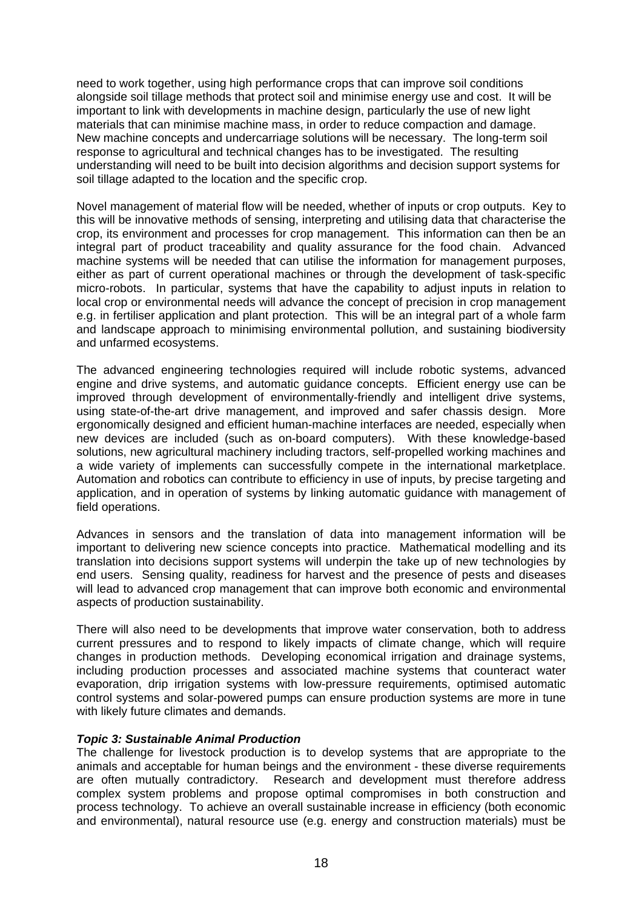need to work together, using high performance crops that can improve soil conditions alongside soil tillage methods that protect soil and minimise energy use and cost. It will be important to link with developments in machine design, particularly the use of new light materials that can minimise machine mass, in order to reduce compaction and damage. New machine concepts and undercarriage solutions will be necessary. The long-term soil response to agricultural and technical changes has to be investigated. The resulting understanding will need to be built into decision algorithms and decision support systems for soil tillage adapted to the location and the specific crop.

Novel management of material flow will be needed, whether of inputs or crop outputs. Key to this will be innovative methods of sensing, interpreting and utilising data that characterise the crop, its environment and processes for crop management. This information can then be an integral part of product traceability and quality assurance for the food chain. Advanced machine systems will be needed that can utilise the information for management purposes, either as part of current operational machines or through the development of task-specific micro-robots. In particular, systems that have the capability to adjust inputs in relation to local crop or environmental needs will advance the concept of precision in crop management e.g. in fertiliser application and plant protection. This will be an integral part of a whole farm and landscape approach to minimising environmental pollution, and sustaining biodiversity and unfarmed ecosystems.

The advanced engineering technologies required will include robotic systems, advanced engine and drive systems, and automatic guidance concepts. Efficient energy use can be improved through development of environmentally-friendly and intelligent drive systems, using state-of-the-art drive management, and improved and safer chassis design. More ergonomically designed and efficient human-machine interfaces are needed, especially when new devices are included (such as on-board computers). With these knowledge-based solutions, new agricultural machinery including tractors, self-propelled working machines and a wide variety of implements can successfully compete in the international marketplace. Automation and robotics can contribute to efficiency in use of inputs, by precise targeting and application, and in operation of systems by linking automatic guidance with management of field operations.

Advances in sensors and the translation of data into management information will be important to delivering new science concepts into practice. Mathematical modelling and its translation into decisions support systems will underpin the take up of new technologies by end users. Sensing quality, readiness for harvest and the presence of pests and diseases will lead to advanced crop management that can improve both economic and environmental aspects of production sustainability.

There will also need to be developments that improve water conservation, both to address current pressures and to respond to likely impacts of climate change, which will require changes in production methods. Developing economical irrigation and drainage systems, including production processes and associated machine systems that counteract water evaporation, drip irrigation systems with low-pressure requirements, optimised automatic control systems and solar-powered pumps can ensure production systems are more in tune with likely future climates and demands.

***Topic 3: Sustainable Animal Production***

The challenge for livestock production is to develop systems that are appropriate to the animals and acceptable for human beings and the environment - these diverse requirements are often mutually contradictory. Research and development must therefore address complex system problems and propose optimal compromises in both construction and process technology. To achieve an overall sustainable increase in efficiency (both economic and environmental), natural resource use (e.g. energy and construction materials) must be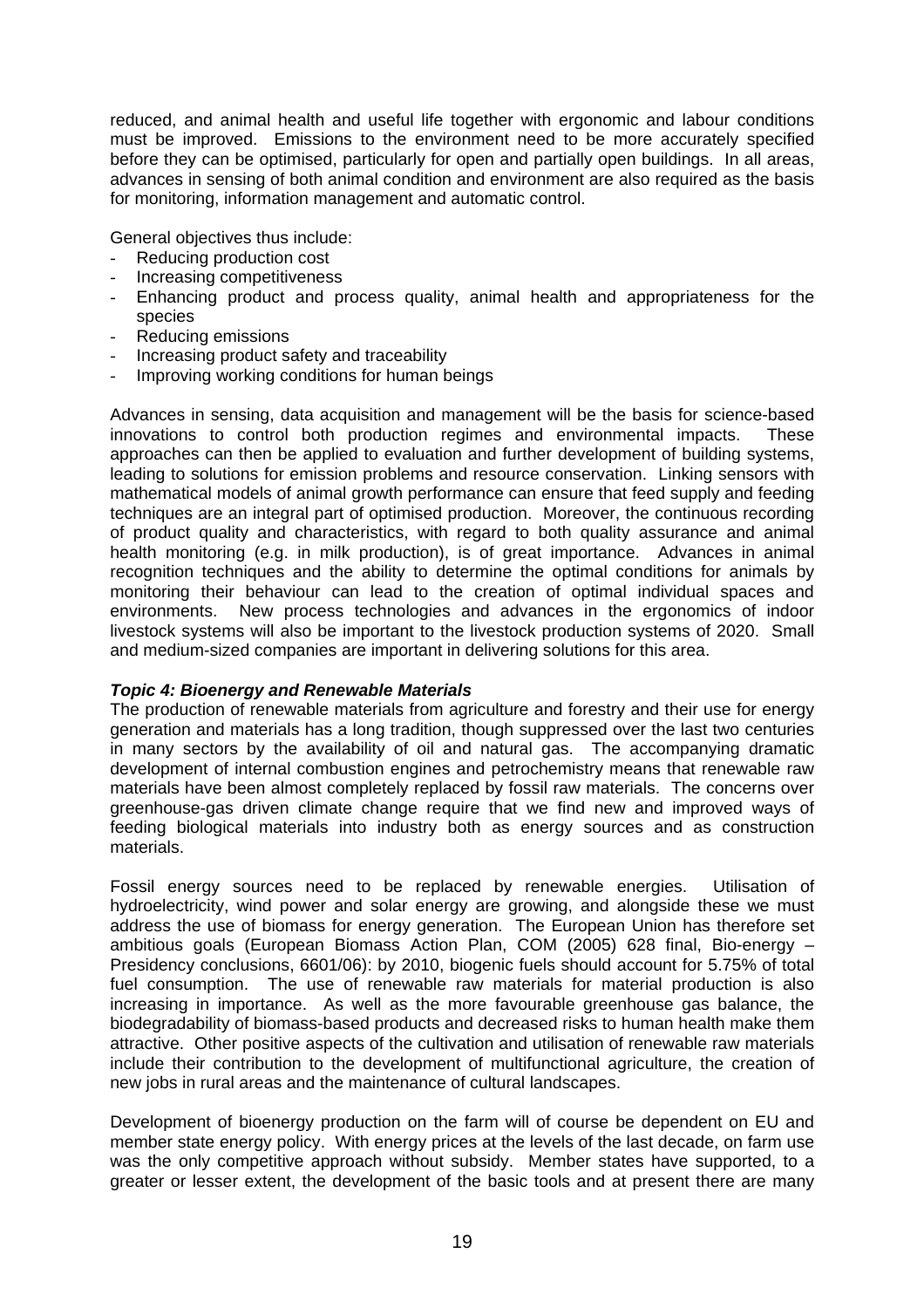reduced, and animal health and useful life together with ergonomic and labour conditions must be improved. Emissions to the environment need to be more accurately specified before they can be optimised, particularly for open and partially open buildings. In all areas, advances in sensing of both animal condition and environment are also required as the basis for monitoring, information management and automatic control.

General objectives thus include:

- Reducing production cost
- Increasing competitiveness
- Enhancing product and process quality, animal health and appropriateness for the species
- Reducing emissions
- Increasing product safety and traceability
- Improving working conditions for human beings

Advances in sensing, data acquisition and management will be the basis for science-based innovations to control both production regimes and environmental impacts. These approaches can then be applied to evaluation and further development of building systems, leading to solutions for emission problems and resource conservation. Linking sensors with mathematical models of animal growth performance can ensure that feed supply and feeding techniques are an integral part of optimised production. Moreover, the continuous recording of product quality and characteristics, with regard to both quality assurance and animal health monitoring (e.g. in milk production), is of great importance. Advances in animal recognition techniques and the ability to determine the optimal conditions for animals by monitoring their behaviour can lead to the creation of optimal individual spaces and environments. New process technologies and advances in the ergonomics of indoor livestock systems will also be important to the livestock production systems of 2020. Small and medium-sized companies are important in delivering solutions for this area.

***Topic 4: Bioenergy and Renewable Materials***

The production of renewable materials from agriculture and forestry and their use for energy generation and materials has a long tradition, though suppressed over the last two centuries in many sectors by the availability of oil and natural gas. The accompanying dramatic development of internal combustion engines and petrochemistry means that renewable raw materials have been almost completely replaced by fossil raw materials. The concerns over greenhouse-gas driven climate change require that we find new and improved ways of feeding biological materials into industry both as energy sources and as construction materials.

Fossil energy sources need to be replaced by renewable energies. Utilisation of hydroelectricity, wind power and solar energy are growing, and alongside these we must address the use of biomass for energy generation. The European Union has therefore set ambitious goals (European Biomass Action Plan, COM (2005) 628 final, Bio-energy – Presidency conclusions, 6601/06): by 2010, biogenic fuels should account for 5.75% of total fuel consumption. The use of renewable raw materials for material production is also increasing in importance. As well as the more favourable greenhouse gas balance, the biodegradability of biomass-based products and decreased risks to human health make them attractive. Other positive aspects of the cultivation and utilisation of renewable raw materials include their contribution to the development of multifunctional agriculture, the creation of new jobs in rural areas and the maintenance of cultural landscapes.

Development of bioenergy production on the farm will of course be dependent on EU and member state energy policy. With energy prices at the levels of the last decade, on farm use was the only competitive approach without subsidy. Member states have supported, to a greater or lesser extent, the development of the basic tools and at present there are many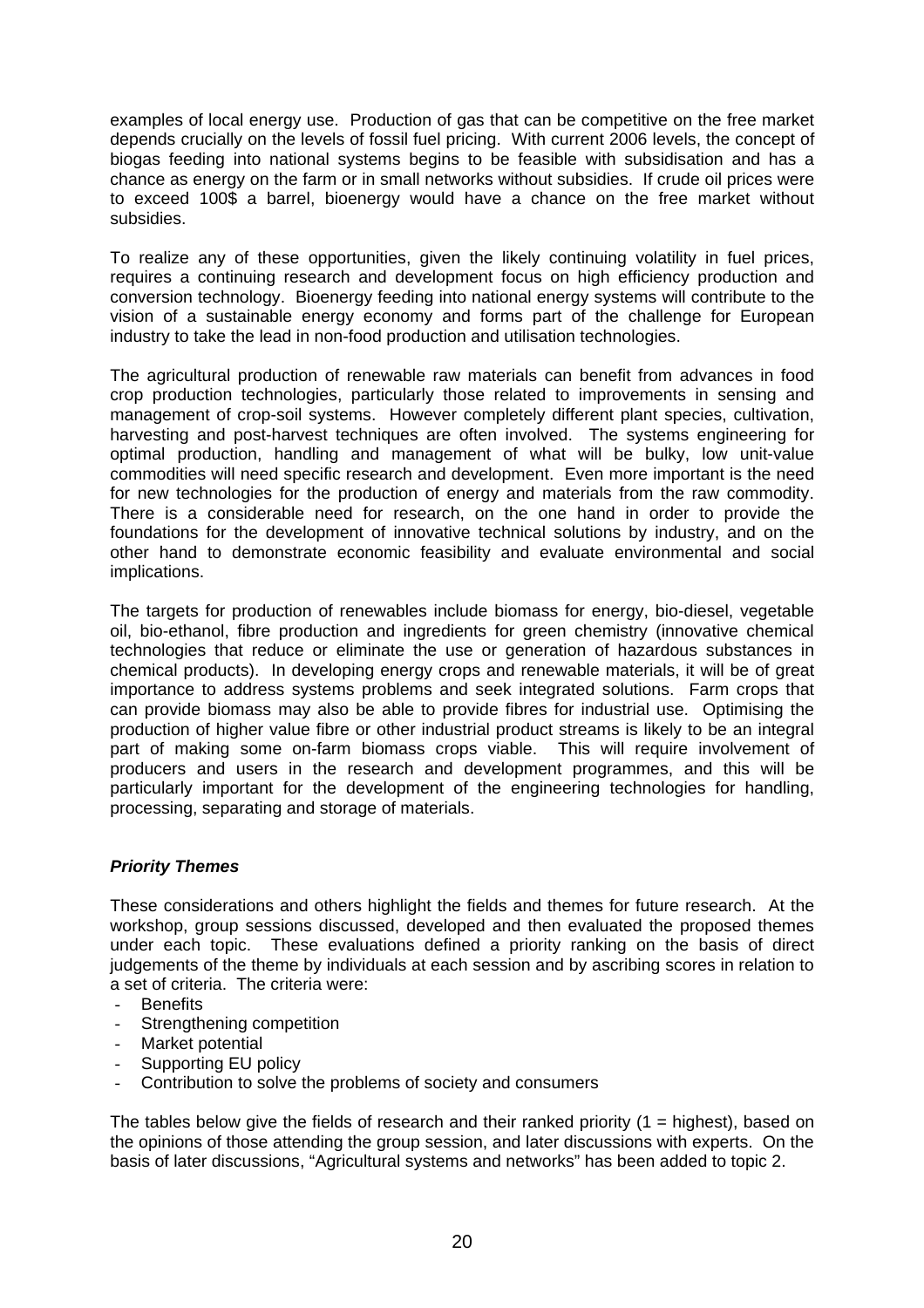examples of local energy use. Production of gas that can be competitive on the free market depends crucially on the levels of fossil fuel pricing. With current 2006 levels, the concept of biogas feeding into national systems begins to be feasible with subsidisation and has a chance as energy on the farm or in small networks without subsidies. If crude oil prices were to exceed 100$ a barrel, bioenergy would have a chance on the free market without subsidies.

To realize any of these opportunities, given the likely continuing volatility in fuel prices, requires a continuing research and development focus on high efficiency production and conversion technology. Bioenergy feeding into national energy systems will contribute to the vision of a sustainable energy economy and forms part of the challenge for European industry to take the lead in non-food production and utilisation technologies.

The agricultural production of renewable raw materials can benefit from advances in food crop production technologies, particularly those related to improvements in sensing and management of crop-soil systems. However completely different plant species, cultivation, harvesting and post-harvest techniques are often involved. The systems engineering for optimal production, handling and management of what will be bulky, low unit-value commodities will need specific research and development. Even more important is the need for new technologies for the production of energy and materials from the raw commodity. There is a considerable need for research, on the one hand in order to provide the foundations for the development of innovative technical solutions by industry, and on the other hand to demonstrate economic feasibility and evaluate environmental and social implications.

The targets for production of renewables include biomass for energy, bio-diesel, vegetable oil, bio-ethanol, fibre production and ingredients for green chemistry (innovative chemical technologies that reduce or eliminate the use or generation of hazardous substances in chemical products). In developing energy crops and renewable materials, it will be of great importance to address systems problems and seek integrated solutions. Farm crops that can provide biomass may also be able to provide fibres for industrial use. Optimising the production of higher value fibre or other industrial product streams is likely to be an integral part of making some on-farm biomass crops viable. This will require involvement of producers and users in the research and development programmes, and this will be particularly important for the development of the engineering technologies for handling, processing, separating and storage of materials.

### ***Priority Themes***

These considerations and others highlight the fields and themes for future research. At the workshop, group sessions discussed, developed and then evaluated the proposed themes under each topic. These evaluations defined a priority ranking on the basis of direct judgements of the theme by individuals at each session and by ascribing scores in relation to a set of criteria. The criteria were:

- Benefits
- Strengthening competition
- Market potential
- Supporting EU policy
- Contribution to solve the problems of society and consumers

The tables below give the fields of research and their ranked priority (1 = highest), based on the opinions of those attending the group session, and later discussions with experts. On the basis of later discussions, “Agricultural systems and networks” has been added to topic 2.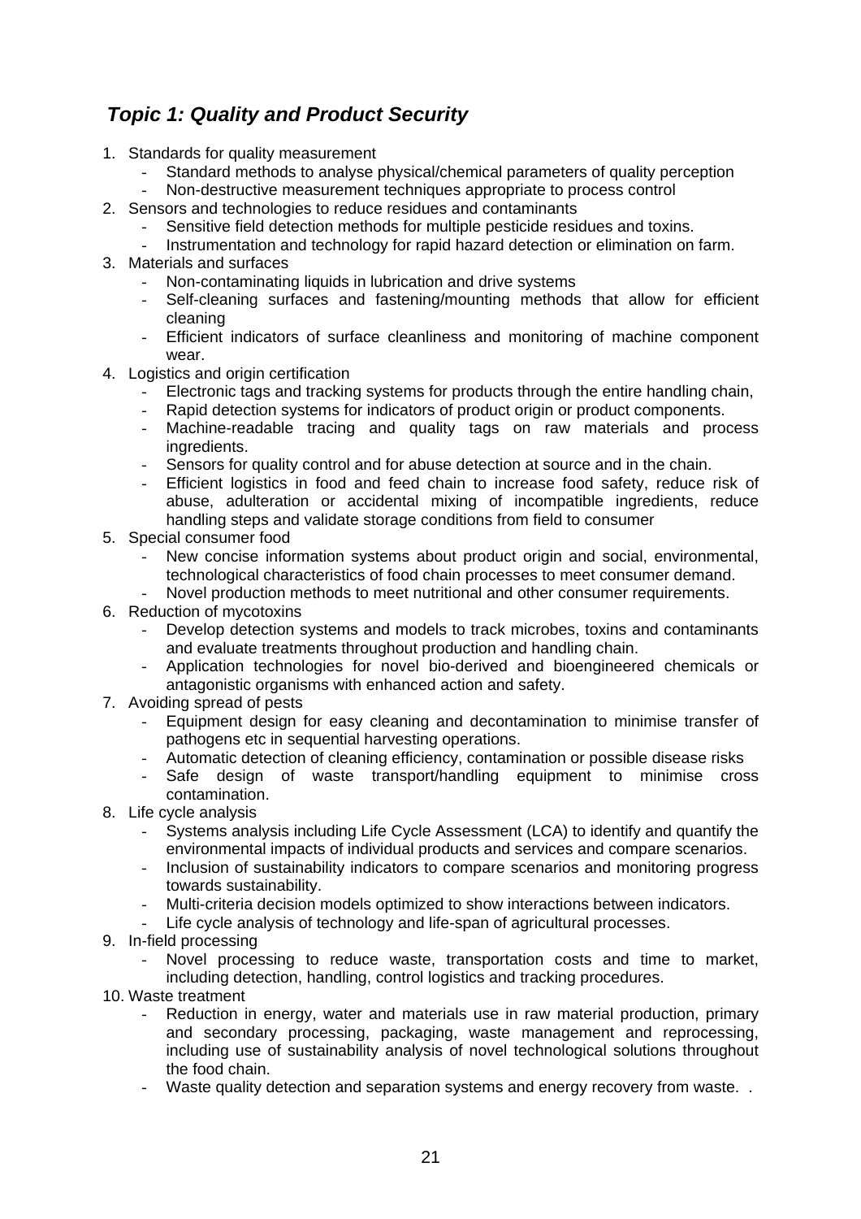## *Topic 1: Quality and Product Security*

1. Standards for quality measurement
   - Standard methods to analyse physical/chemical parameters of quality perception
   - Non-destructive measurement techniques appropriate to process control
2. Sensors and technologies to reduce residues and contaminants
   - Sensitive field detection methods for multiple pesticide residues and toxins.
   - Instrumentation and technology for rapid hazard detection or elimination on farm.
3. Materials and surfaces
   - Non-contaminating liquids in lubrication and drive systems
   - Self-cleaning surfaces and fastening/mounting methods that allow for efficient cleaning
   - Efficient indicators of surface cleanliness and monitoring of machine component wear.
4. Logistics and origin certification
   - Electronic tags and tracking systems for products through the entire handling chain,
   - Rapid detection systems for indicators of product origin or product components.
   - Machine-readable tracing and quality tags on raw materials and process ingredients.
   - Sensors for quality control and for abuse detection at source and in the chain.
   - Efficient logistics in food and feed chain to increase food safety, reduce risk of abuse, adulteration or accidental mixing of incompatible ingredients, reduce handling steps and validate storage conditions from field to consumer
5. Special consumer food
   - New concise information systems about product origin and social, environmental, technological characteristics of food chain processes to meet consumer demand.
   - Novel production methods to meet nutritional and other consumer requirements.
6. Reduction of mycotoxins
   - Develop detection systems and models to track microbes, toxins and contaminants and evaluate treatments throughout production and handling chain.
   - Application technologies for novel bio-derived and bioengineered chemicals or antagonistic organisms with enhanced action and safety.
7. Avoiding spread of pests
   - Equipment design for easy cleaning and decontamination to minimise transfer of pathogens etc in sequential harvesting operations.
   - Automatic detection of cleaning efficiency, contamination or possible disease risks
   - Safe design of waste transport/handling equipment to minimise cross contamination.
8. Life cycle analysis
   - Systems analysis including Life Cycle Assessment (LCA) to identify and quantify the environmental impacts of individual products and services and compare scenarios.
   - Inclusion of sustainability indicators to compare scenarios and monitoring progress towards sustainability.
   - Multi-criteria decision models optimized to show interactions between indicators.
   - Life cycle analysis of technology and life-span of agricultural processes.
9. In-field processing
   - Novel processing to reduce waste, transportation costs and time to market, including detection, handling, control logistics and tracking procedures.
10. Waste treatment
    - Reduction in energy, water and materials use in raw material production, primary and secondary processing, packaging, waste management and reprocessing, including use of sustainability analysis of novel technological solutions throughout the food chain.
    - Waste quality detection and separation systems and energy recovery from waste. .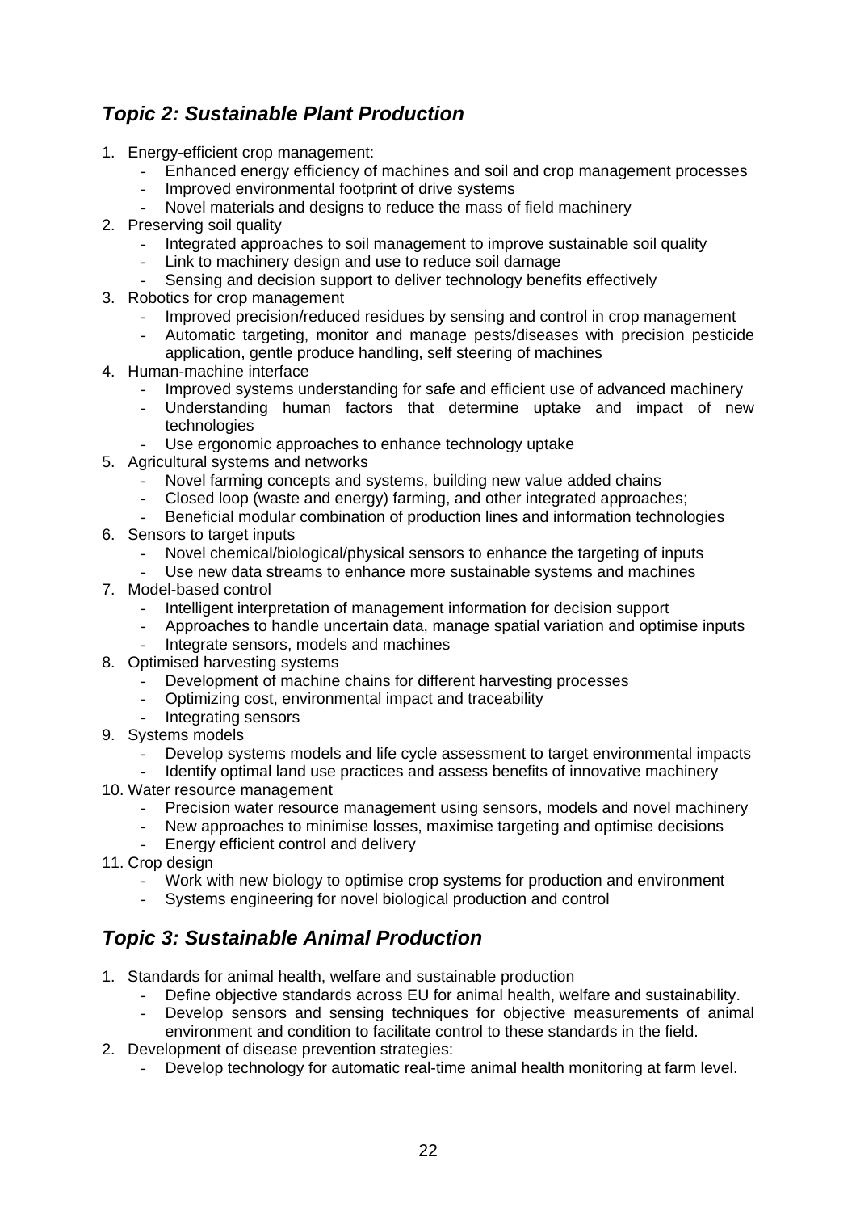## *Topic 2: Sustainable Plant Production*

1. Energy-efficient crop management:
   - Enhanced energy efficiency of machines and soil and crop management processes
   - Improved environmental footprint of drive systems
   - Novel materials and designs to reduce the mass of field machinery
2. Preserving soil quality
   - Integrated approaches to soil management to improve sustainable soil quality
   - Link to machinery design and use to reduce soil damage
   - Sensing and decision support to deliver technology benefits effectively
3. Robotics for crop management
   - Improved precision/reduced residues by sensing and control in crop management
   - Automatic targeting, monitor and manage pests/diseases with precision pesticide application, gentle produce handling, self steering of machines
4. Human-machine interface
   - Improved systems understanding for safe and efficient use of advanced machinery
   - Understanding human factors that determine uptake and impact of new technologies
   - Use ergonomic approaches to enhance technology uptake
5. Agricultural systems and networks
   - Novel farming concepts and systems, building new value added chains
   - Closed loop (waste and energy) farming, and other integrated approaches;
   - Beneficial modular combination of production lines and information technologies
6. Sensors to target inputs
   - Novel chemical/biological/physical sensors to enhance the targeting of inputs
   - Use new data streams to enhance more sustainable systems and machines
7. Model-based control
   - Intelligent interpretation of management information for decision support
   - Approaches to handle uncertain data, manage spatial variation and optimise inputs
   - Integrate sensors, models and machines
8. Optimised harvesting systems
   - Development of machine chains for different harvesting processes
   - Optimizing cost, environmental impact and traceability
   - Integrating sensors
9. Systems models
   - Develop systems models and life cycle assessment to target environmental impacts
   - Identify optimal land use practices and assess benefits of innovative machinery
10. Water resource management
    - Precision water resource management using sensors, models and novel machinery
    - New approaches to minimise losses, maximise targeting and optimise decisions
    - Energy efficient control and delivery
11. Crop design
    - Work with new biology to optimise crop systems for production and environment
    - Systems engineering for novel biological production and control

## *Topic 3: Sustainable Animal Production*

1. Standards for animal health, welfare and sustainable production
   - Define objective standards across EU for animal health, welfare and sustainability.
   - Develop sensors and sensing techniques for objective measurements of animal environment and condition to facilitate control to these standards in the field.
2. Development of disease prevention strategies:
   - Develop technology for automatic real-time animal health monitoring at farm level.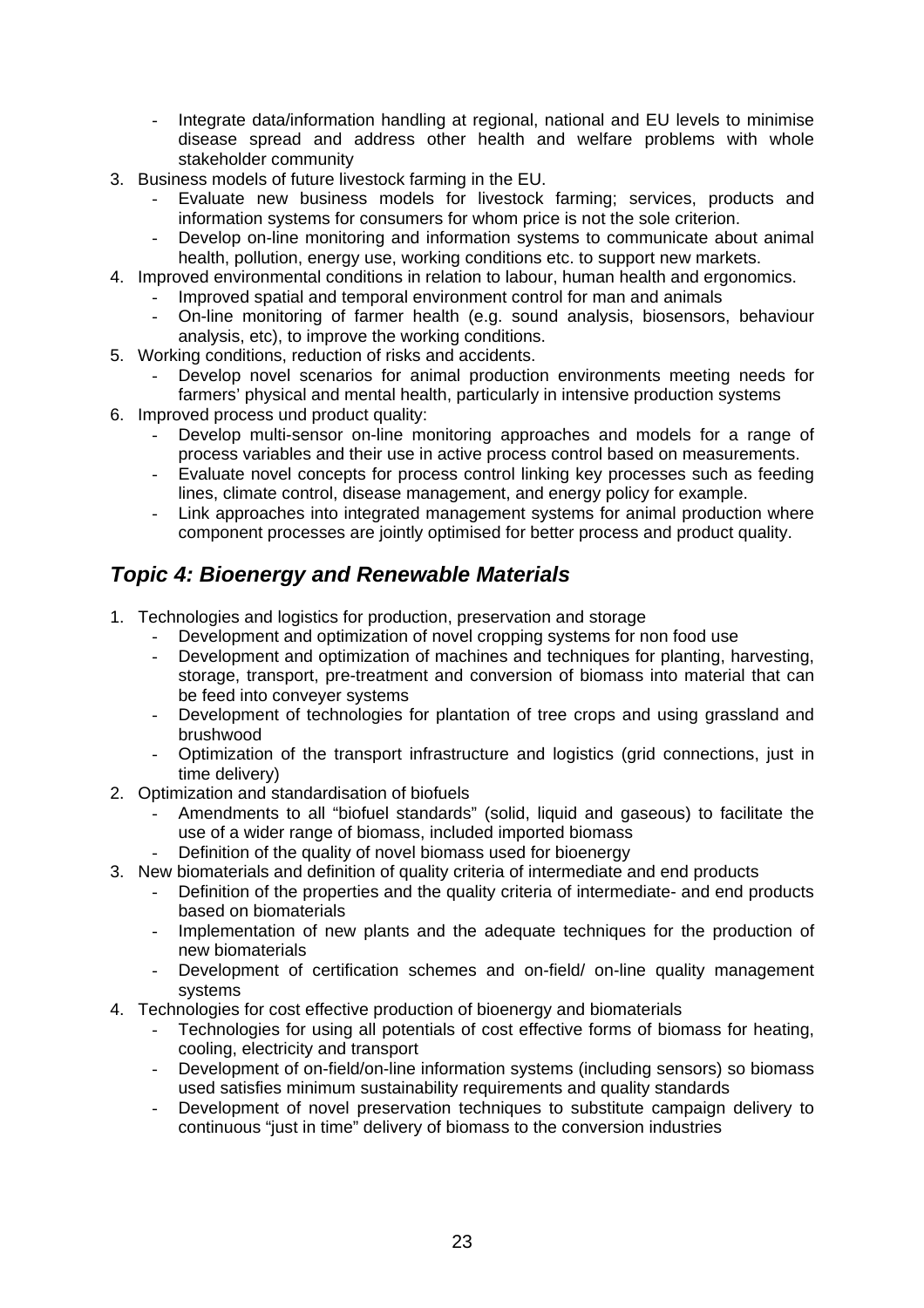- Integrate data/information handling at regional, national and EU levels to minimise disease spread and address other health and welfare problems with whole stakeholder community
3. Business models of future livestock farming in the EU.
   - Evaluate new business models for livestock farming; services, products and information systems for consumers for whom price is not the sole criterion.
   - Develop on-line monitoring and information systems to communicate about animal health, pollution, energy use, working conditions etc. to support new markets.
4. Improved environmental conditions in relation to labour, human health and ergonomics.
   - Improved spatial and temporal environment control for man and animals
   - On-line monitoring of farmer health (e.g. sound analysis, biosensors, behaviour analysis, etc), to improve the working conditions.
5. Working conditions, reduction of risks and accidents.
   - Develop novel scenarios for animal production environments meeting needs for farmers' physical and mental health, particularly in intensive production systems
6. Improved process und product quality:
   - Develop multi-sensor on-line monitoring approaches and models for a range of process variables and their use in active process control based on measurements.
   - Evaluate novel concepts for process control linking key processes such as feeding lines, climate control, disease management, and energy policy for example.
   - Link approaches into integrated management systems for animal production where component processes are jointly optimised for better process and product quality.

## *Topic 4: Bioenergy and Renewable Materials*

1. Technologies and logistics for production, preservation and storage
   - Development and optimization of novel cropping systems for non food use
   - Development and optimization of machines and techniques for planting, harvesting, storage, transport, pre-treatment and conversion of biomass into material that can be feed into conveyer systems
   - Development of technologies for plantation of tree crops and using grassland and brushwood
   - Optimization of the transport infrastructure and logistics (grid connections, just in time delivery)
2. Optimization and standardisation of biofuels
   - Amendments to all "biofuel standards" (solid, liquid and gaseous) to facilitate the use of a wider range of biomass, included imported biomass
   - Definition of the quality of novel biomass used for bioenergy
3. New biomaterials and definition of quality criteria of intermediate and end products
   - Definition of the properties and the quality criteria of intermediate- and end products based on biomaterials
   - Implementation of new plants and the adequate techniques for the production of new biomaterials
   - Development of certification schemes and on-field/ on-line quality management systems
4. Technologies for cost effective production of bioenergy and biomaterials
   - Technologies for using all potentials of cost effective forms of biomass for heating, cooling, electricity and transport
   - Development of on-field/on-line information systems (including sensors) so biomass used satisfies minimum sustainability requirements and quality standards
   - Development of novel preservation techniques to substitute campaign delivery to continuous "just in time" delivery of biomass to the conversion industries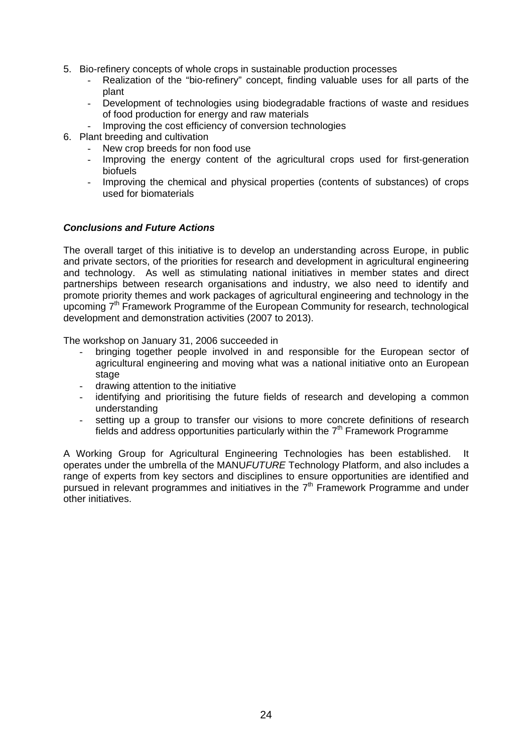5. Bio-refinery concepts of whole crops in sustainable production processes
   - Realization of the "bio-refinery" concept, finding valuable uses for all parts of the plant
   - Development of technologies using biodegradable fractions of waste and residues of food production for energy and raw materials
   - Improving the cost efficiency of conversion technologies
6. Plant breeding and cultivation
   - New crop breeds for non food use
   - Improving the energy content of the agricultural crops used for first-generation biofuels
   - Improving the chemical and physical properties (contents of substances) of crops used for biomaterials

***Conclusions and Future Actions***

The overall target of this initiative is to develop an understanding across Europe, in public and private sectors, of the priorities for research and development in agricultural engineering and technology. As well as stimulating national initiatives in member states and direct partnerships between research organisations and industry, we also need to identify and promote priority themes and work packages of agricultural engineering and technology in the upcoming 7th Framework Programme of the European Community for research, technological development and demonstration activities (2007 to 2013).

The workshop on January 31, 2006 succeeded in

- bringing together people involved in and responsible for the European sector of agricultural engineering and moving what was a national initiative onto an European stage
- drawing attention to the initiative
- identifying and prioritising the future fields of research and developing a common understanding
- setting up a group to transfer our visions to more concrete definitions of research fields and address opportunities particularly within the 7th Framework Programme

A Working Group for Agricultural Engineering Technologies has been established. It operates under the umbrella of the MANU*FUTURE* Technology Platform, and also includes a range of experts from key sectors and disciplines to ensure opportunities are identified and pursued in relevant programmes and initiatives in the 7th Framework Programme and under other initiatives.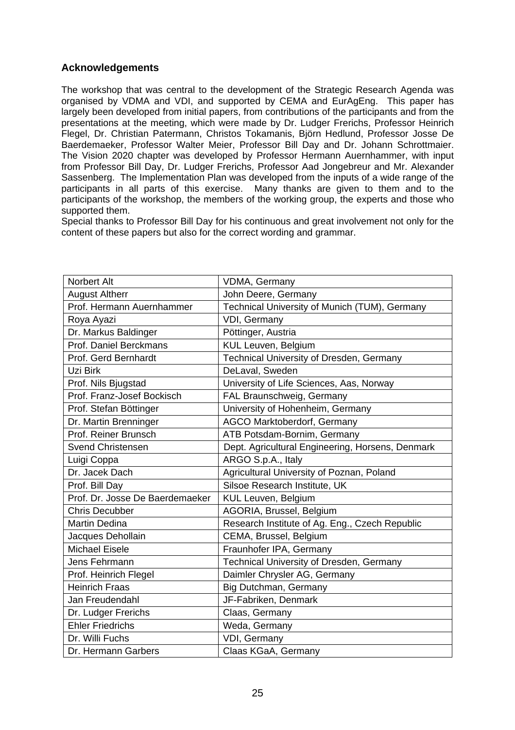## Acknowledgements

The workshop that was central to the development of the Strategic Research Agenda was organised by VDMA and VDI, and supported by CEMA and EurAgEng. This paper has largely been developed from initial papers, from contributions of the participants and from the presentations at the meeting, which were made by Dr. Ludger Frerichs, Professor Heinrich Flegel, Dr. Christian Patermann, Christos Tokamanis, Björn Hedlund, Professor Josse De Baerdemaeker, Professor Walter Meier, Professor Bill Day and Dr. Johann Schrottmaier. The Vision 2020 chapter was developed by Professor Hermann Auernhammer, with input from Professor Bill Day, Dr. Ludger Frerichs, Professor Aad Jongebreur and Mr. Alexander Sassenberg. The Implementation Plan was developed from the inputs of a wide range of the participants in all parts of this exercise. Many thanks are given to them and to the participants of the workshop, the members of the working group, the experts and those who supported them.

Special thanks to Professor Bill Day for his continuous and great involvement not only for the content of these papers but also for the correct wording and grammar.

| | |
|---|---|
| Norbert Alt | VDMA, Germany |
| August Altherr | John Deere, Germany |
| Prof. Hermann Auernhammer | Technical University of Munich (TUM), Germany |
| Roya Ayazi | VDI, Germany |
| Dr. Markus Baldinger | Pöttinger, Austria |
| Prof. Daniel Berckmans | KUL Leuven, Belgium |
| Prof. Gerd Bernhardt | Technical University of Dresden, Germany |
| Uzi Birk | DeLaval, Sweden |
| Prof. Nils Bjugstad | University of Life Sciences, Aas, Norway |
| Prof. Franz-Josef Bockisch | FAL Braunschweig, Germany |
| Prof. Stefan Böttinger | University of Hohenheim, Germany |
| Dr. Martin Brenninger | AGCO Marktoberdorf, Germany |
| Prof. Reiner Brunsch | ATB Potsdam-Bornim, Germany |
| Svend Christensen | Dept. Agricultural Engineering, Horsens, Denmark |
| Luigi Coppa | ARGO S.p.A., Italy |
| Dr. Jacek Dach | Agricultural University of Poznan, Poland |
| Prof. Bill Day | Silsoe Research Institute, UK |
| Prof. Dr. Josse De Baerdemaeker | KUL Leuven, Belgium |
| Chris Decubber | AGORIA, Brussel, Belgium |
| Martin Dedina | Research Institute of Ag. Eng., Czech Republic |
| Jacques Dehollain | CEMA, Brussel, Belgium |
| Michael Eisele | Fraunhofer IPA, Germany |
| Jens Fehrmann | Technical University of Dresden, Germany |
| Prof. Heinrich Flegel | Daimler Chrysler AG, Germany |
| Heinrich Fraas | Big Dutchman, Germany |
| Jan Freudendahl | JF-Fabriken, Denmark |
| Dr. Ludger Frerichs | Claas, Germany |
| Ehler Friedrichs | Weda, Germany |
| Dr. Willi Fuchs | VDI, Germany |
| Dr. Hermann Garbers | Claas KGaA, Germany |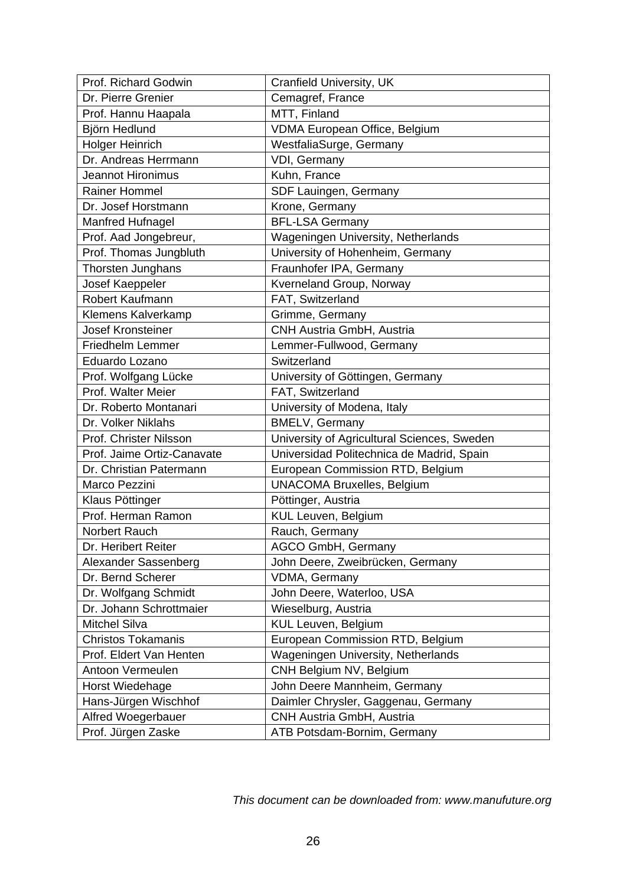| | |
|---|---|
| Prof. Richard Godwin | Cranfield University, UK |
| Dr. Pierre Grenier | Cemagref, France |
| Prof. Hannu Haapala | MTT, Finland |
| Björn Hedlund | VDMA European Office, Belgium |
| Holger Heinrich | WestfaliaSurge, Germany |
| Dr. Andreas Herrmann | VDI, Germany |
| Jeannot Hironimus | Kuhn, France |
| Rainer Hommel | SDF Lauingen, Germany |
| Dr. Josef Horstmann | Krone, Germany |
| Manfred Hufnagel | BFL-LSA Germany |
| Prof. Aad Jongebreur, | Wageningen University, Netherlands |
| Prof. Thomas Jungbluth | University of Hohenheim, Germany |
| Thorsten Junghans | Fraunhofer IPA, Germany |
| Josef Kaeppeler | Kverneland Group, Norway |
| Robert Kaufmann | FAT, Switzerland |
| Klemens Kalverkamp | Grimme, Germany |
| Josef Kronsteiner | CNH Austria GmbH, Austria |
| Friedhelm Lemmer | Lemmer-Fullwood, Germany |
| Eduardo Lozano | Switzerland |
| Prof. Wolfgang Lücke | University of Göttingen, Germany |
| Prof. Walter Meier | FAT, Switzerland |
| Dr. Roberto Montanari | University of Modena, Italy |
| Dr. Volker Niklahs | BMELV, Germany |
| Prof. Christer Nilsson | University of Agricultural Sciences, Sweden |
| Prof. Jaime Ortiz-Canavate | Universidad Politechnica de Madrid, Spain |
| Dr. Christian Patermann | European Commission RTD, Belgium |
| Marco Pezzini | UNACOMA Bruxelles, Belgium |
| Klaus Pöttinger | Pöttinger, Austria |
| Prof. Herman Ramon | KUL Leuven, Belgium |
| Norbert Rauch | Rauch, Germany |
| Dr. Heribert Reiter | AGCO GmbH, Germany |
| Alexander Sassenberg | John Deere, Zweibrücken, Germany |
| Dr. Bernd Scherer | VDMA, Germany |
| Dr. Wolfgang Schmidt | John Deere, Waterloo, USA |
| Dr. Johann Schrottmaier | Wieselburg, Austria |
| Mitchel Silva | KUL Leuven, Belgium |
| Christos Tokamanis | European Commission RTD, Belgium |
| Prof. Eldert Van Henten | Wageningen University, Netherlands |
| Antoon Vermeulen | CNH Belgium NV, Belgium |
| Horst Wiedehage | John Deere Mannheim, Germany |
| Hans-Jürgen Wischhof | Daimler Chrysler, Gaggenau, Germany |
| Alfred Woegerbauer | CNH Austria GmbH, Austria |
| Prof. Jürgen Zaske | ATB Potsdam-Bornim, Germany |

*This document can be downloaded from: www.manufuture.org*